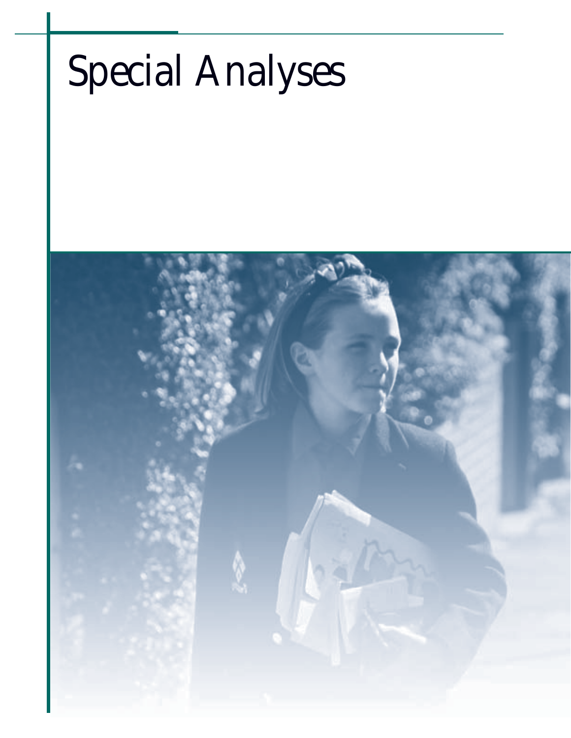# Special Analyses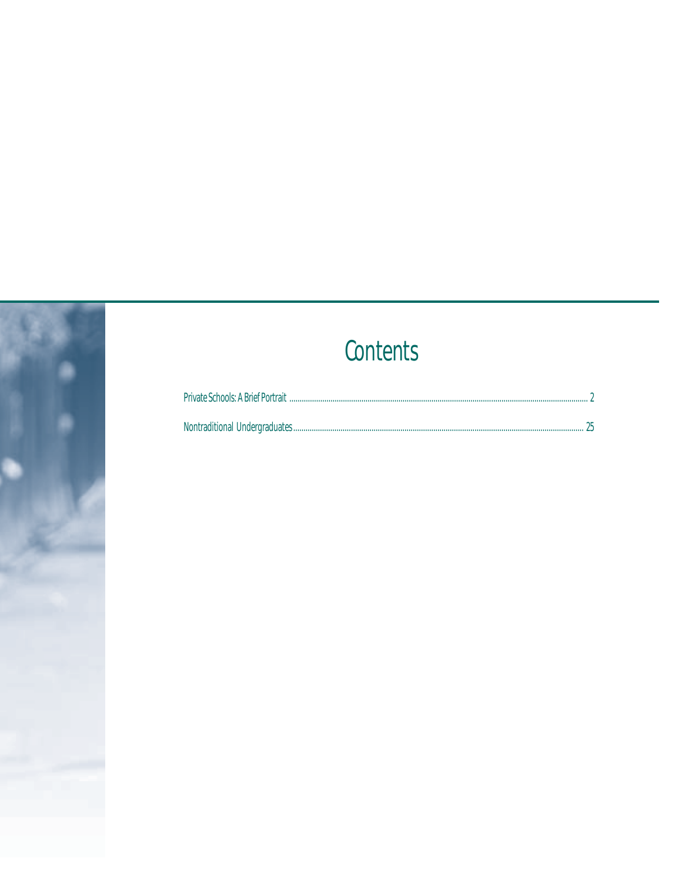# Contents

Private Schools: A Brief Portrait ........................................................................................................ 2

Nontraditional Undergraduates ........................................................................................................ 25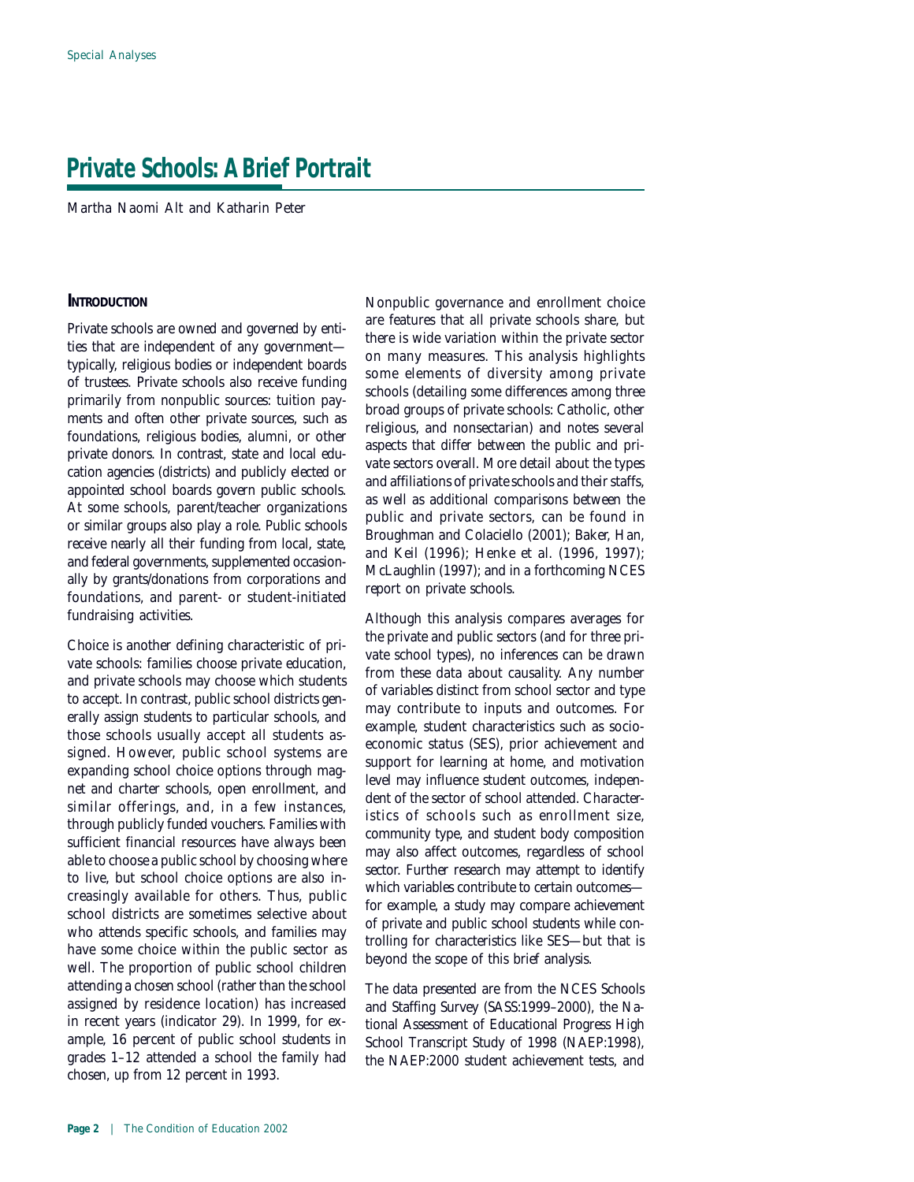# Private Schools: A Brief Portrait

Martha Naomi Alt and Katharin Peter

## Introduction

Private schools are owned and governed by entities that are independent of any government—typically, religious bodies or independent boards of trustees. Private schools also receive funding primarily from nonpublic sources: tuition payments and often other private sources, such as foundations, religious bodies, alumni, or other private donors. In contrast, state and local education agencies (districts) and publicly elected or appointed school boards govern public schools. At some schools, parent/teacher organizations or similar groups also play a role. Public schools receive nearly all their funding from local, state, and federal governments, supplemented occasionally by grants/donations from corporations and foundations, and parent- or student-initiated fundraising activities.

Choice is another defining characteristic of private schools: families choose private education, and private schools may choose which students to accept. In contrast, public school districts generally assign students to particular schools, and those schools usually accept all students assigned. However, public school systems are expanding school choice options through magnet and charter schools, open enrollment, and similar offerings, and, in a few instances, through publicly funded vouchers. Families with sufficient financial resources have always been able to choose a public school by choosing where to live, but school choice options are also increasingly available for others. Thus, public school districts are sometimes selective about who attends specific schools, and families may have some choice within the public sector as well. The proportion of public school children attending a chosen school (rather than the school assigned by residence location) has increased in recent years (indicator 29). In 1999, for example, 16 percent of public school students in grades 1–12 attended a school the family had chosen, up from 12 percent in 1993.

Nonpublic governance and enrollment choice are features that all private schools share, but there is wide variation within the private sector on many measures. This analysis highlights some elements of diversity among private schools (detailing some differences among three broad groups of private schools: Catholic, other religious, and nonsectarian) and notes several aspects that differ between the public and private sectors overall. More detail about the types and affiliations of private schools and their staffs, as well as additional comparisons between the public and private sectors, can be found in Broughman and Colaciello (2001); Baker, Han, and Keil (1996); Henke et al. (1996, 1997); McLaughlin (1997); and in a forthcoming NCES report on private schools.

Although this analysis compares averages for the private and public sectors (and for three private school types), no inferences can be drawn from these data about causality. Any number of variables distinct from school sector and type may contribute to inputs and outcomes. For example, student characteristics such as socioeconomic status (SES), prior achievement and support for learning at home, and motivation level may influence student outcomes, independent of the sector of school attended. Characteristics of schools such as enrollment size, community type, and student body composition may also affect outcomes, regardless of school sector. Further research may attempt to identify which variables contribute to certain outcomes—for example, a study may compare achievement of private and public school students while controlling for characteristics like SES—but that is beyond the scope of this brief analysis.

The data presented are from the NCES Schools and Staffing Survey (SASS:1999–2000), the National Assessment of Educational Progress High School Transcript Study of 1998 (NAEP:1998), the NAEP:2000 student achievement tests, and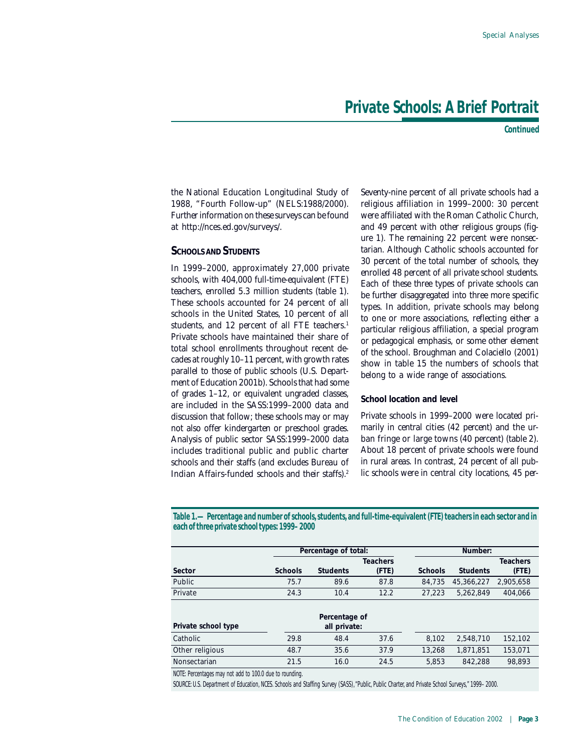the National Education Longitudinal Study of 1988, "Fourth Follow-up" (NELS:1988/2000). Further information on these surveys can be found at http://nces.ed.gov/surveys/.

### Schools and Students

In 1999–2000, approximately 27,000 private schools, with 404,000 full-time-equivalent (FTE) teachers, enrolled 5.3 million students (table 1). These schools accounted for 24 percent of all schools in the United States, 10 percent of all students, and 12 percent of all FTE teachers.[1] Private schools have maintained their share of total school enrollments throughout recent decades at roughly 10–11 percent, with growth rates parallel to those of public schools (U.S. Department of Education 2001b). Schools that had some of grades 1–12, or equivalent ungraded classes, are included in the SASS:1999–2000 data and discussion that follow; these schools may or may not also offer kindergarten or preschool grades. Analysis of public sector SASS:1999–2000 data includes traditional public and public charter schools and their staffs (and excludes Bureau of Indian Affairs-funded schools and their staffs).[2]

Seventy-nine percent of all private schools had a religious affiliation in 1999–2000: 30 percent were affiliated with the Roman Catholic Church, and 49 percent with other religious groups (figure 1). The remaining 22 percent were nonsectarian. Although Catholic schools accounted for 30 percent of the total number of schools, they enrolled 48 percent of all private school students. Each of these three types of private schools can be further disaggregated into three more specific types. In addition, private schools may belong to one or more associations, reflecting either a particular religious affiliation, a special program or pedagogical emphasis, or some other element of the school. Broughman and Colaciello (2001) show in table 15 the numbers of schools that belong to a wide range of associations.

#### School location and level

Private schools in 1999–2000 were located primarily in central cities (42 percent) and the urban fringe or large towns (40 percent) (table 2). About 18 percent of private schools were found in rural areas. In contrast, 24 percent of all public schools were in central city locations, 45 per-

**Table 1.—Percentage and number of schools, students, and full-time-equivalent (FTE) teachers in each sector and in each of three private school types: 1999–2000**

| | Percentage of total: | | | Number: | | |
|---|---|---|---|---|---|---|
| Sector | Schools | Students | Teachers (FTE) | Schools | Students | Teachers (FTE) |
| Public | 75.7 | 89.6 | 87.8 | 84,735 | 45,366,227 | 2,905,658 |
| Private | 24.3 | 10.4 | 12.2 | 27,223 | 5,262,849 | 404,066 |
| **Private school type** | | **Percentage of all private:** | | | | |
| Catholic | 29.8 | 48.4 | 37.6 | 8,102 | 2,548,710 | 152,102 |
| Other religious | 48.7 | 35.6 | 37.9 | 13,268 | 1,871,851 | 153,071 |
| Nonsectarian | 21.5 | 16.0 | 24.5 | 5,853 | 842,288 | 98,893 |

NOTE: Percentages may not add to 100.0 due to rounding.

SOURCE: U.S. Department of Education, NCES. Schools and Staffing Survey (SASS), "Public, Public Charter, and Private School Surveys," 1999–2000.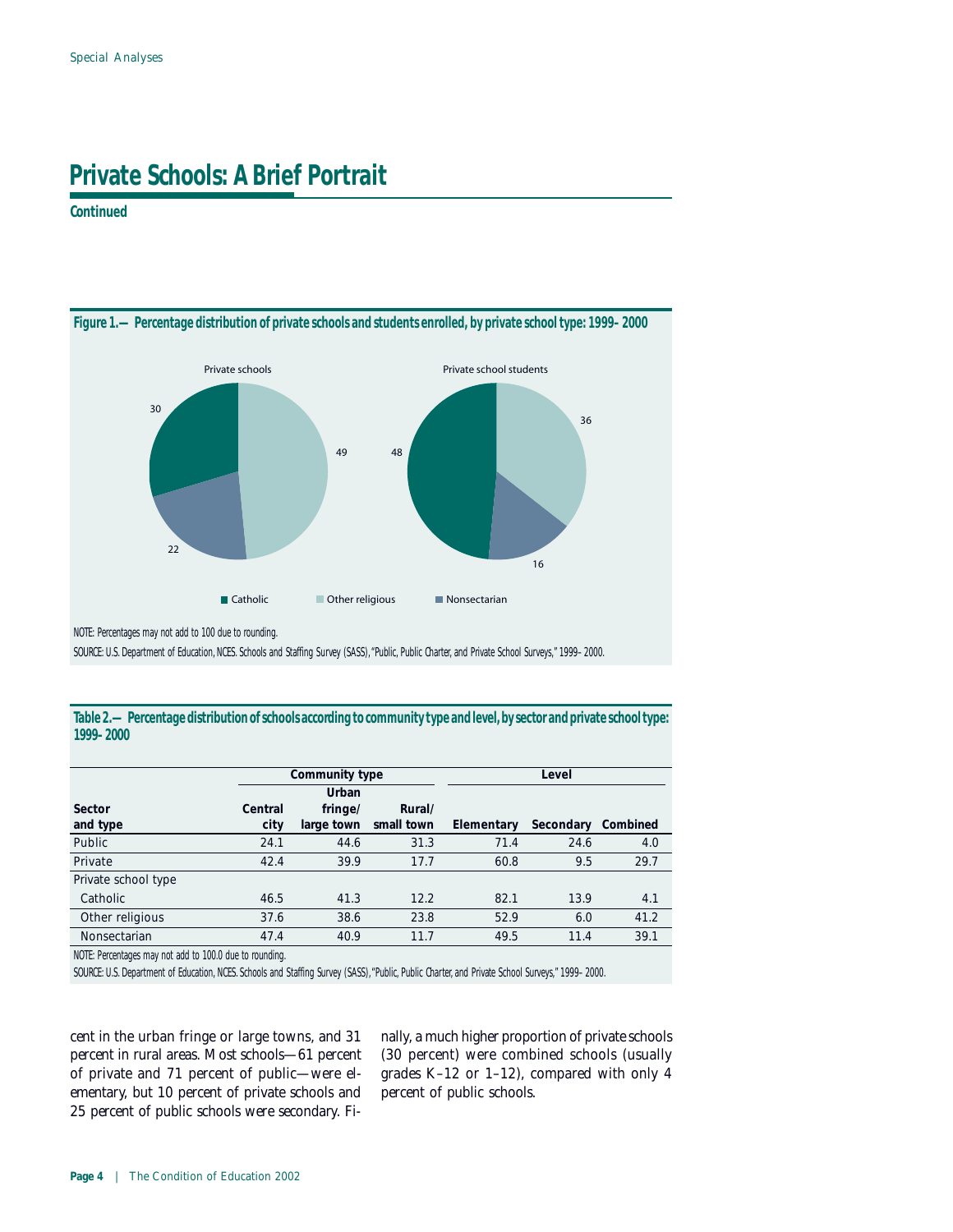Special Analyses

# Private Schools: A Brief Portrait

**Continued**

**Figure 1.— Percentage distribution of private schools and students enrolled, by private school type: 1999–2000**

Private schools: Catholic 30, Other religious 49, Nonsectarian 22

Private school students: Catholic 48, Other religious 36, Nonsectarian 16

NOTE: Percentages may not add to 100 due to rounding.

SOURCE: U.S. Department of Education, NCES. Schools and Staffing Survey (SASS), "Public, Public Charter, and Private School Surveys," 1999–2000.

**Table 2.— Percentage distribution of schools according to community type and level, by sector and private school type: 1999–2000**

| Sector and type | Community type: Central city | Urban fringe/ large town | Rural/ small town | Level: Elementary | Secondary | Combined |
|---|---|---|---|---|---|---|
| Public | 24.1 | 44.6 | 31.3 | 71.4 | 24.6 | 4.0 |
| Private | 42.4 | 39.9 | 17.7 | 60.8 | 9.5 | 29.7 |
| Private school type | | | | | | |
| Catholic | 46.5 | 41.3 | 12.2 | 82.1 | 13.9 | 4.1 |
| Other religious | 37.6 | 38.6 | 23.8 | 52.9 | 6.0 | 41.2 |
| Nonsectarian | 47.4 | 40.9 | 11.7 | 49.5 | 11.4 | 39.1 |

NOTE: Percentages may not add to 100.0 due to rounding.

SOURCE: U.S. Department of Education, NCES. Schools and Staffing Survey (SASS), "Public, Public Charter, and Private School Surveys," 1999–2000.

cent in the urban fringe or large towns, and 31 percent in rural areas. Most schools—61 percent of private and 71 percent of public—were elementary, but 10 percent of private schools and 25 percent of public schools were secondary. Finally, a much higher proportion of private schools (30 percent) were combined schools (usually grades K–12 or 1–12), compared with only 4 percent of public schools.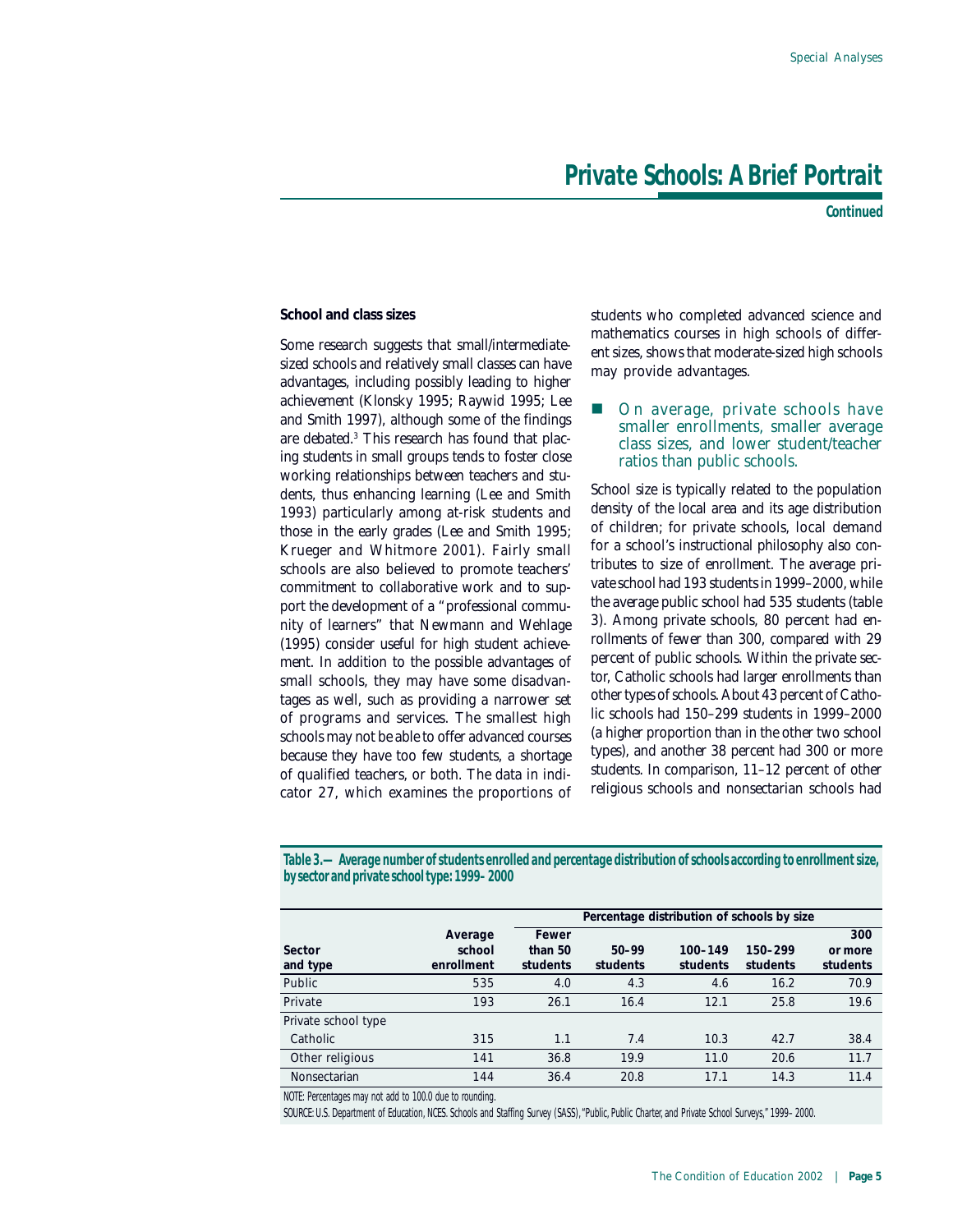# Private Schools: A Brief Portrait

**Continued**

### School and class sizes

Some research suggests that small/intermediate-sized schools and relatively small classes can have advantages, including possibly leading to higher achievement (Klonsky 1995; Raywid 1995; Lee and Smith 1997), although some of the findings are debated.[3] This research has found that placing students in small groups tends to foster close working relationships between teachers and students, thus enhancing learning (Lee and Smith 1993) particularly among at-risk students and those in the early grades (Lee and Smith 1995; Krueger and Whitmore 2001). Fairly small schools are also believed to promote teachers' commitment to collaborative work and to support the development of a "professional community of learners" that Newmann and Wehlage (1995) consider useful for high student achievement. In addition to the possible advantages of small schools, they may have some disadvantages as well, such as providing a narrower set of programs and services. The smallest high schools may not be able to offer advanced courses because they have too few students, a shortage of qualified teachers, or both. The data in indicator 27, which examines the proportions of students who completed advanced science and mathematics courses in high schools of different sizes, shows that moderate-sized high schools may provide advantages.

- On average, private schools have smaller enrollments, smaller average class sizes, and lower student/teacher ratios than public schools.

School size is typically related to the population density of the local area and its age distribution of children; for private schools, local demand for a school's instructional philosophy also contributes to size of enrollment. The average private school had 193 students in 1999–2000, while the average public school had 535 students (table 3). Among private schools, 80 percent had enrollments of fewer than 300, compared with 29 percent of public schools. Within the private sector, Catholic schools had larger enrollments than other types of schools. About 43 percent of Catholic schools had 150–299 students in 1999–2000 (a higher proportion than in the other two school types), and another 38 percent had 300 or more students. In comparison, 11–12 percent of other religious schools and nonsectarian schools had

**Table 3.—Average number of students enrolled and percentage distribution of schools according to enrollment size, by sector and private school type: 1999–2000**

| | | Percentage distribution of schools by size | | | | |
|---|---|---|---|---|---|---|
| Sector and type | Average school enrollment | Fewer than 50 students | 50–99 students | 100–149 students | 150–299 students | 300 or more students |
| Public | 535 | 4.0 | 4.3 | 4.6 | 16.2 | 70.9 |
| Private | 193 | 26.1 | 16.4 | 12.1 | 25.8 | 19.6 |
| Private school type | | | | | | |
| Catholic | 315 | 1.1 | 7.4 | 10.3 | 42.7 | 38.4 |
| Other religious | 141 | 36.8 | 19.9 | 11.0 | 20.6 | 11.7 |
| Nonsectarian | 144 | 36.4 | 20.8 | 17.1 | 14.3 | 11.4 |

NOTE: Percentages may not add to 100.0 due to rounding.

SOURCE: U.S. Department of Education, NCES. Schools and Staffing Survey (SASS), "Public, Public Charter, and Private School Surveys," 1999–2000.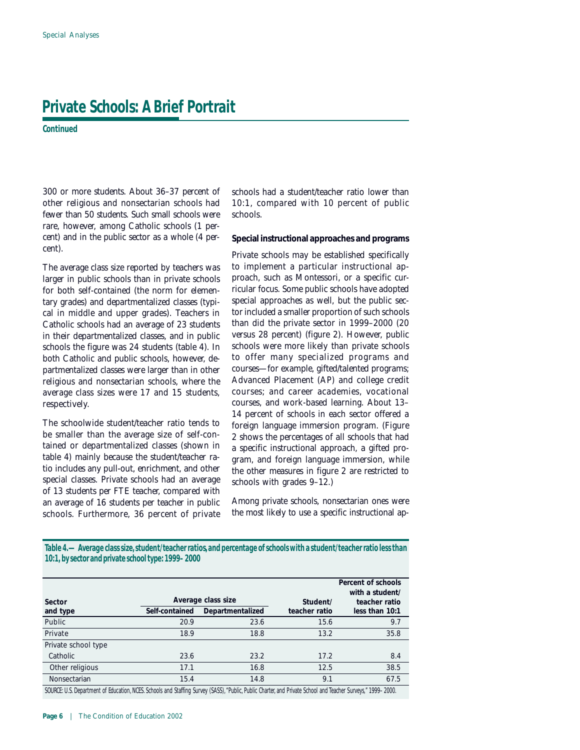## Private Schools: A Brief Portrait

**Continued**

300 or more students. About 36–37 percent of other religious and nonsectarian schools had fewer than 50 students. Such small schools were rare, however, among Catholic schools (1 percent) and in the public sector as a whole (4 percent).

The average class size reported by teachers was larger in public schools than in private schools for both self-contained (the norm for elementary grades) and departmentalized classes (typical in middle and upper grades). Teachers in Catholic schools had an average of 23 students in their departmentalized classes, and in public schools the figure was 24 students (table 4). In both Catholic and public schools, however, departmentalized classes were larger than in other religious and nonsectarian schools, where the average class sizes were 17 and 15 students, respectively.

The schoolwide student/teacher ratio tends to be smaller than the average size of self-contained or departmentalized classes (shown in table 4) mainly because the student/teacher ratio includes any pull-out, enrichment, and other special classes. Private schools had an average of 13 students per FTE teacher, compared with an average of 16 students per teacher in public schools. Furthermore, 36 percent of private schools had a student/teacher ratio lower than 10:1, compared with 10 percent of public schools.

**Special instructional approaches and programs**

Private schools may be established specifically to implement a particular instructional approach, such as Montessori, or a specific curricular focus. Some public schools have adopted special approaches as well, but the public sector included a smaller proportion of such schools than did the private sector in 1999–2000 (20 versus 28 percent) (figure 2). However, public schools were more likely than private schools to offer many specialized programs and courses—for example, gifted/talented programs; Advanced Placement (AP) and college credit courses; and career academies, vocational courses, and work-based learning. About 13–14 percent of schools in each sector offered a foreign language immersion program. (Figure 2 shows the percentages of all schools that had a specific instructional approach, a gifted program, and foreign language immersion, while the other measures in figure 2 are restricted to schools with grades 9–12.)

Among private schools, nonsectarian ones were the most likely to use a specific instructional ap-

**Table 4.—Average class size, student/teacher ratios, and percentage of schools with a student/teacher ratio less than 10:1, by sector and private school type: 1999–2000**

| Sector and type | Average class size: Self-contained | Average class size: Departmentalized | Student/ teacher ratio | Percent of schools with a student/ teacher ratio less than 10:1 |
|---|---|---|---|---|
| Public | 20.9 | 23.6 | 15.6 | 9.7 |
| Private | 18.9 | 18.8 | 13.2 | 35.8 |
| Private school type | | | | |
| Catholic | 23.6 | 23.2 | 17.2 | 8.4 |
| Other religious | 17.1 | 16.8 | 12.5 | 38.5 |
| Nonsectarian | 15.4 | 14.8 | 9.1 | 67.5 |

SOURCE: U.S. Department of Education, NCES. Schools and Staffing Survey (SASS), "Public, Public Charter, and Private School and Teacher Surveys," 1999–2000.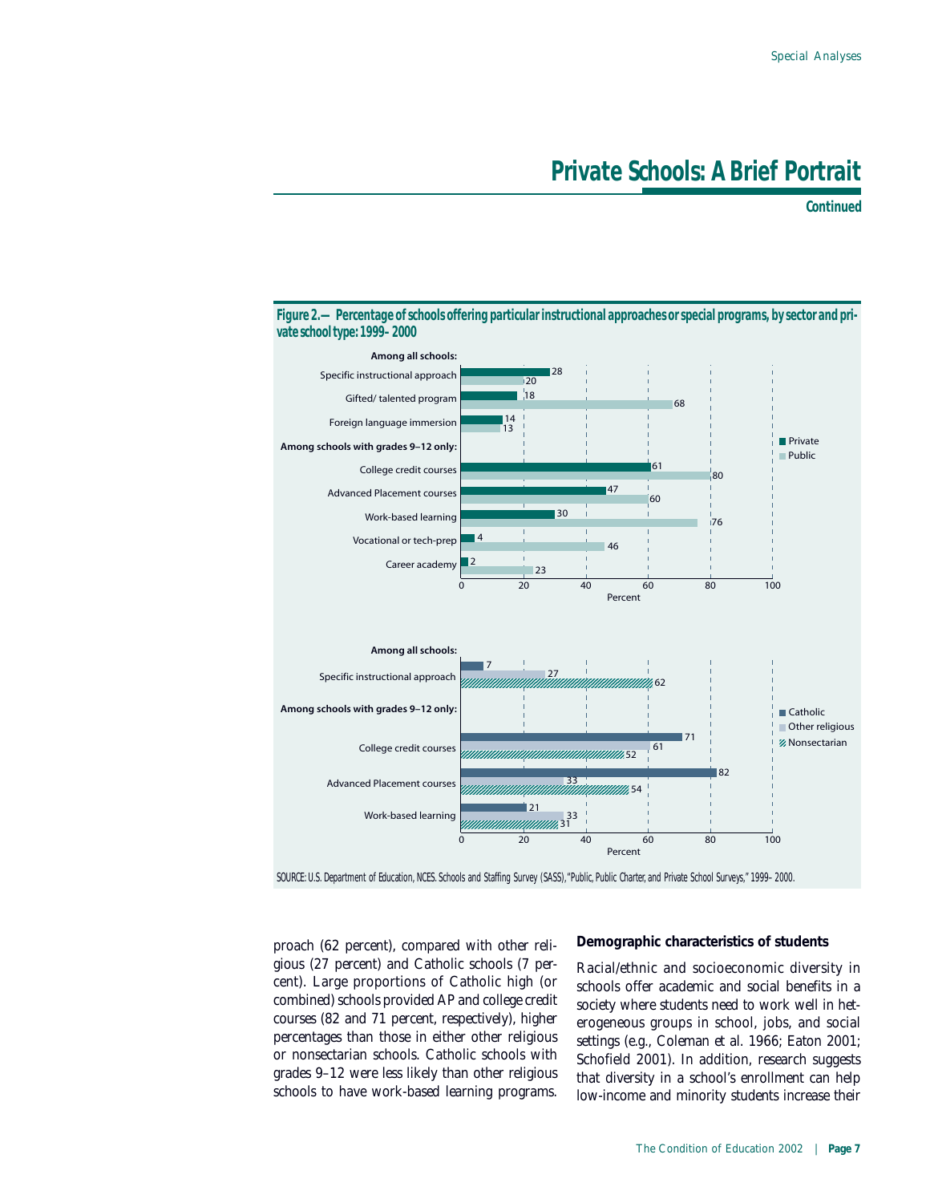# Private Schools: A Brief Portrait

**Continued**

**Figure 2.— Percentage of schools offering particular instructional approaches or special programs, by sector and private school type: 1999–2000**

| | Private | Public |
|---|---|---|
| **Among all schools:** | | |
| Specific instructional approach | 28 | 20 |
| Gifted/ talented program | 18 | 68 |
| Foreign language immersion | 14 | 13 |
| **Among schools with grades 9–12 only:** | | |
| College credit courses | 61 | 80 |
| Advanced Placement courses | 47 | 60 |
| Work-based learning | 30 | 76 |
| Vocational or tech-prep | 4 | 46 |
| Career academy | 2 | 23 |

| | Catholic | Other religious | Nonsectarian |
|---|---|---|---|
| **Among all schools:** | | | |
| Specific instructional approach | 7 | 27 | 62 |
| **Among schools with grades 9–12 only:** | | | |
| College credit courses | 71 | 61 | 52 |
| Advanced Placement courses | 82 | 33 | 54 |
| Work-based learning | 21 | 33 | 31 |

SOURCE: U.S. Department of Education, NCES. Schools and Staffing Survey (SASS), "Public, Public Charter, and Private School Surveys," 1999–2000.

proach (62 percent), compared with other religious (27 percent) and Catholic schools (7 percent). Large proportions of Catholic high (or combined) schools provided AP and college credit courses (82 and 71 percent, respectively), higher percentages than those in either other religious or nonsectarian schools. Catholic schools with grades 9–12 were less likely than other religious schools to have work-based learning programs.

### Demographic characteristics of students

Racial/ethnic and socioeconomic diversity in schools offer academic and social benefits in a society where students need to work well in heterogeneous groups in school, jobs, and social settings (e.g., Coleman et al. 1966; Eaton 2001; Schofield 2001). In addition, research suggests that diversity in a school's enrollment can help low-income and minority students increase their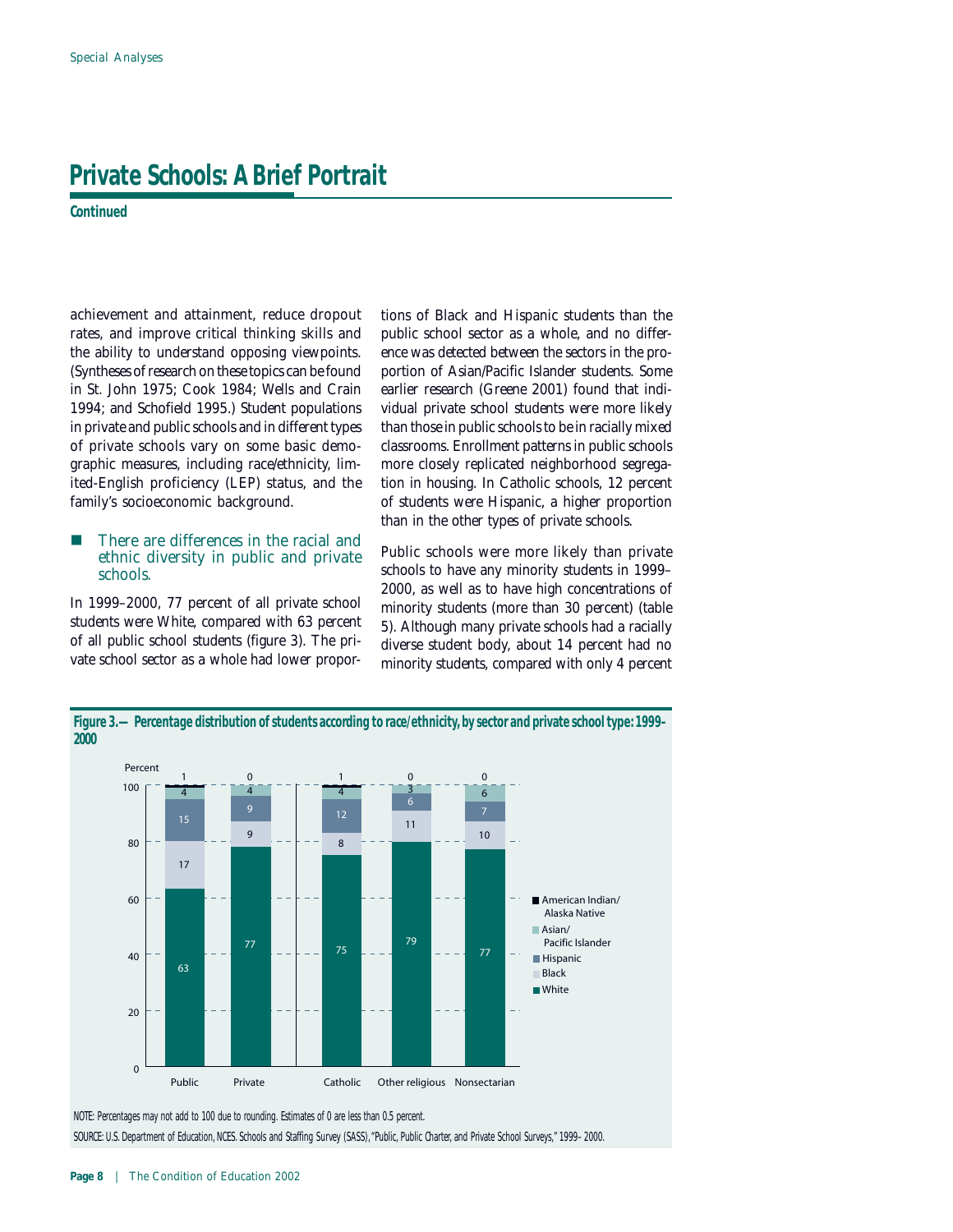# Private Schools: A Brief Portrait

**Continued**

achievement and attainment, reduce dropout rates, and improve critical thinking skills and the ability to understand opposing viewpoints. (Syntheses of research on these topics can be found in St. John 1975; Cook 1984; Wells and Crain 1994; and Schofield 1995.) Student populations in private and public schools and in different types of private schools vary on some basic demographic measures, including race/ethnicity, limited-English proficiency (LEP) status, and the family's socioeconomic background.

- There are differences in the racial and ethnic diversity in public and private schools.

In 1999–2000, 77 percent of all private school students were White, compared with 63 percent of all public school students (figure 3). The private school sector as a whole had lower proportions of Black and Hispanic students than the public school sector as a whole, and no difference was detected between the sectors in the proportion of Asian/Pacific Islander students. Some earlier research (Greene 2001) found that individual private school students were more likely than those in public schools to be in racially mixed classrooms. Enrollment patterns in public schools more closely replicated neighborhood segregation in housing. In Catholic schools, 12 percent of students were Hispanic, a higher proportion than in the other types of private schools.

Public schools were more likely than private schools to have any minority students in 1999–2000, as well as to have high concentrations of minority students (more than 30 percent) (table 5). Although many private schools had a racially diverse student body, about 14 percent had no minority students, compared with only 4 percent

**Figure 3.—Percentage distribution of students according to race/ethnicity, by sector and private school type: 1999–2000**

| Race/ethnicity | Public | Private | Catholic | Other religious | Nonsectarian |
|---|---|---|---|---|---|
| American Indian/Alaska Native | 1 | 0 | 1 | 0 | 0 |
| Asian/Pacific Islander | 4 | 4 | 4 | 3 | 6 |
| Hispanic | 15 | 9 | 12 | 6 | 7 |
| Black | 17 | 9 | 8 | 11 | 10 |
| White | 63 | 77 | 75 | 79 | 77 |

NOTE: Percentages may not add to 100 due to rounding. Estimates of 0 are less than 0.5 percent.

SOURCE: U.S. Department of Education, NCES. Schools and Staffing Survey (SASS), "Public, Public Charter, and Private School Surveys," 1999–2000.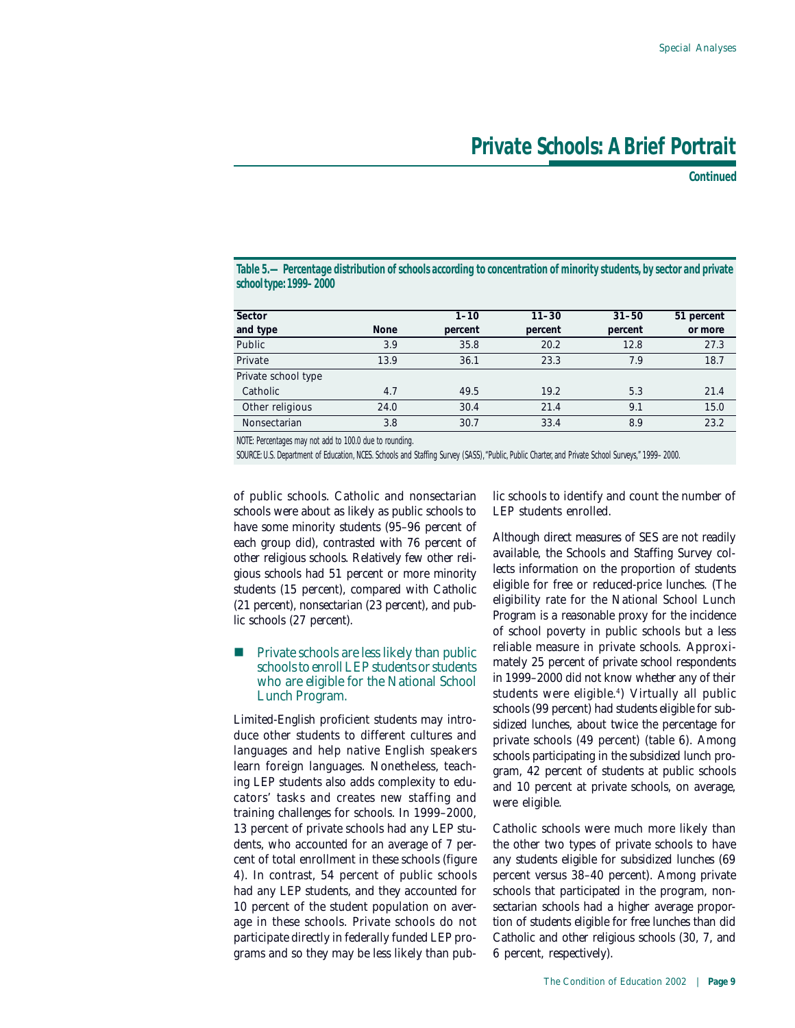# Private Schools: A Brief Portrait

**Continued**

**Table 5.—Percentage distribution of schools according to concentration of minority students, by sector and private school type: 1999–2000**

| Sector and type | None | 1–10 percent | 11–30 percent | 31–50 percent | 51 percent or more |
|---|---|---|---|---|---|
| Public | 3.9 | 35.8 | 20.2 | 12.8 | 27.3 |
| Private | 13.9 | 36.1 | 23.3 | 7.9 | 18.7 |
| Private school type | | | | | |
| Catholic | 4.7 | 49.5 | 19.2 | 5.3 | 21.4 |
| Other religious | 24.0 | 30.4 | 21.4 | 9.1 | 15.0 |
| Nonsectarian | 3.8 | 30.7 | 33.4 | 8.9 | 23.2 |

NOTE: Percentages may not add to 100.0 due to rounding.

SOURCE: U.S. Department of Education, NCES. Schools and Staffing Survey (SASS), "Public, Public Charter, and Private School Surveys," 1999–2000.

of public schools. Catholic and nonsectarian schools were about as likely as public schools to have some minority students (95–96 percent of each group did), contrasted with 76 percent of other religious schools. Relatively few other religious schools had 51 percent or more minority students (15 percent), compared with Catholic (21 percent), nonsectarian (23 percent), and public schools (27 percent).

- Private schools are less likely than public schools to enroll LEP students or students who are eligible for the National School Lunch Program.

Limited-English proficient students may introduce other students to different cultures and languages and help native English speakers learn foreign languages. Nonetheless, teaching LEP students also adds complexity to educators' tasks and creates new staffing and training challenges for schools. In 1999–2000, 13 percent of private schools had any LEP students, who accounted for an average of 7 percent of total enrollment in these schools (figure 4). In contrast, 54 percent of public schools had any LEP students, and they accounted for 10 percent of the student population on average in these schools. Private schools do not participate directly in federally funded LEP programs and so they may be less likely than public schools to identify and count the number of LEP students enrolled.

Although direct measures of SES are not readily available, the Schools and Staffing Survey collects information on the proportion of students eligible for free or reduced-price lunches. (The eligibility rate for the National School Lunch Program is a reasonable proxy for the incidence of school poverty in public schools but a less reliable measure in private schools. Approximately 25 percent of private school respondents in 1999–2000 did not know whether any of their students were eligible.[4]) Virtually all public schools (99 percent) had students eligible for subsidized lunches, about twice the percentage for private schools (49 percent) (table 6). Among schools participating in the subsidized lunch program, 42 percent of students at public schools and 10 percent at private schools, on average, were eligible.

Catholic schools were much more likely than the other two types of private schools to have any students eligible for subsidized lunches (69 percent versus 38–40 percent). Among private schools that participated in the program, nonsectarian schools had a higher average proportion of students eligible for free lunches than did Catholic and other religious schools (30, 7, and 6 percent, respectively).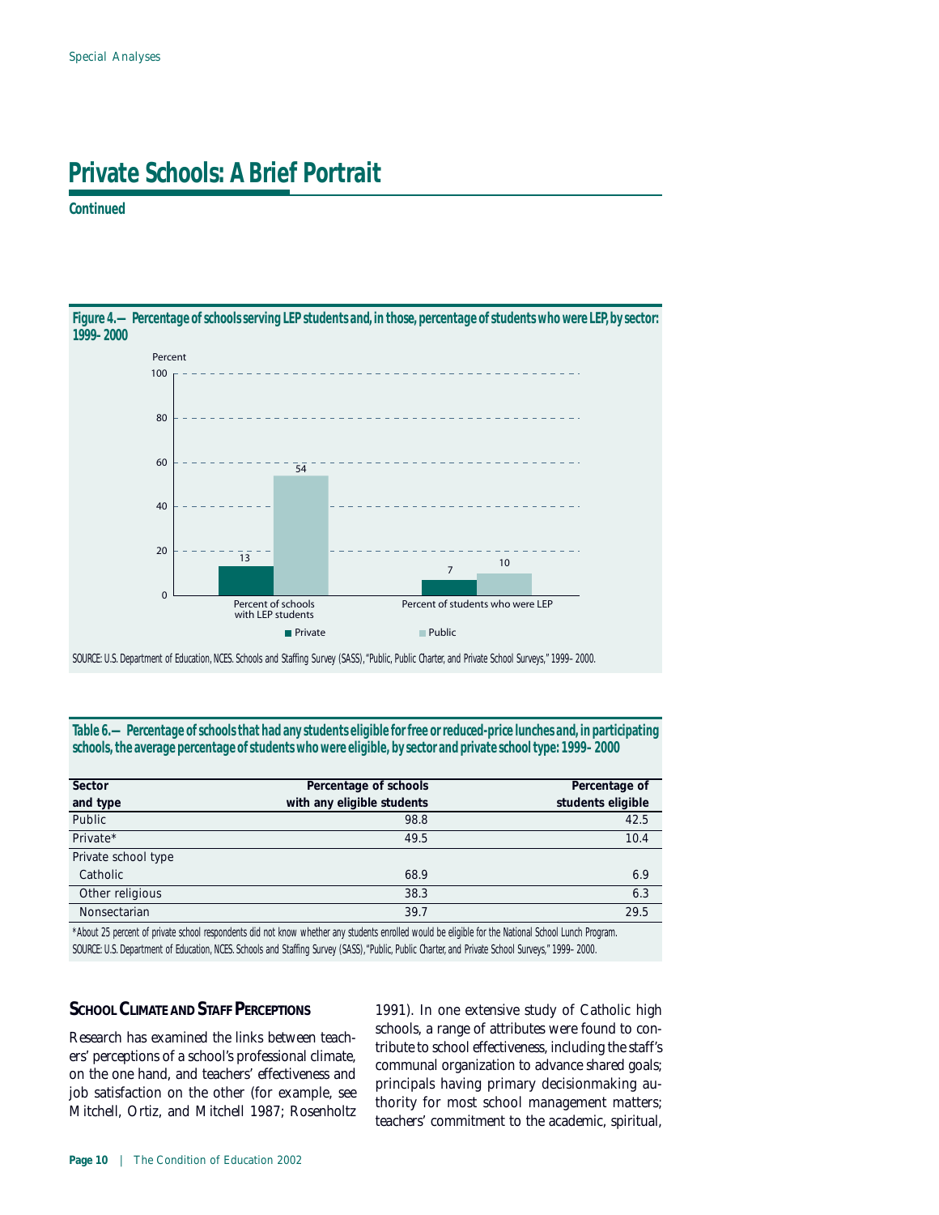# Private Schools: A Brief Portrait

**Continued**

**Figure 4.—Percentage of schools serving LEP students and, in those, percentage of students who were LEP, by sector: 1999–2000**

| | Private | Public |
|---|---|---|
| Percent of schools with LEP students | 13 | 54 |
| Percent of students who were LEP | 7 | 10 |

SOURCE: U.S. Department of Education, NCES. Schools and Staffing Survey (SASS), "Public, Public Charter, and Private School Surveys," 1999–2000.

**Table 6.—Percentage of schools that had any students eligible for free or reduced-price lunches and, in participating schools, the average percentage of students who were eligible, by sector and private school type: 1999–2000**

| Sector and type | Percentage of schools with any eligible students | Percentage of students eligible |
|---|---|---|
| Public | 98.8 | 42.5 |
| Private* | 49.5 | 10.4 |
| Private school type | | |
| Catholic | 68.9 | 6.9 |
| Other religious | 38.3 | 6.3 |
| Nonsectarian | 39.7 | 29.5 |

*About 25 percent of private school respondents did not know whether any students enrolled would be eligible for the National School Lunch Program.

SOURCE: U.S. Department of Education, NCES. Schools and Staffing Survey (SASS), "Public, Public Charter, and Private School Surveys," 1999–2000.

## School Climate and Staff Perceptions

Research has examined the links between teachers' perceptions of a school's professional climate, on the one hand, and teachers' effectiveness and job satisfaction on the other (for example, see Mitchell, Ortiz, and Mitchell 1987; Rosenholtz 1991). In one extensive study of Catholic high schools, a range of attributes were found to contribute to school effectiveness, including the staff's communal organization to advance shared goals; principals having primary decisionmaking authority for most school management matters; teachers' commitment to the academic, spiritual,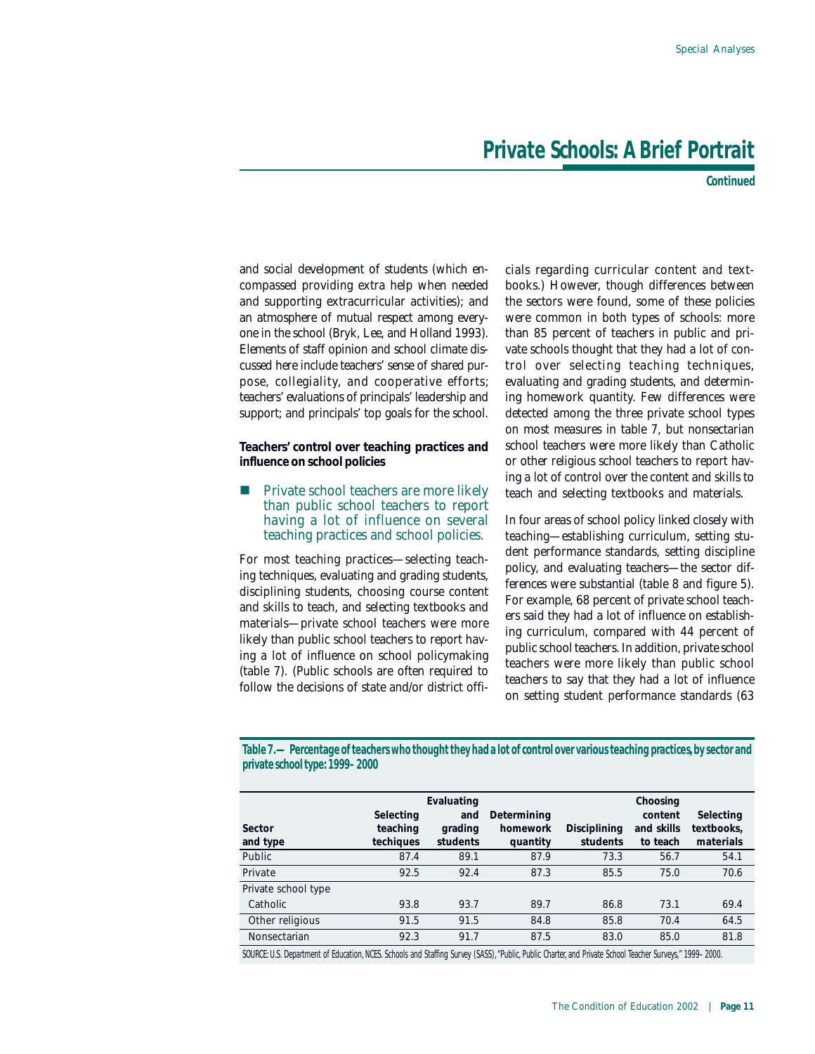# Private Schools: A Brief Portrait

**Continued**

and social development of students (which encompassed providing extra help when needed and supporting extracurricular activities); and an atmosphere of mutual respect among everyone in the school (Bryk, Lee, and Holland 1993). Elements of staff opinion and school climate discussed here include teachers' sense of shared purpose, collegiality, and cooperative efforts; teachers' evaluations of principals' leadership and support; and principals' top goals for the school.

**Teachers' control over teaching practices and influence on school policies**

- Private school teachers are more likely than public school teachers to report having a lot of influence on several teaching practices and school policies.

For most teaching practices—selecting teaching techniques, evaluating and grading students, disciplining students, choosing course content and skills to teach, and selecting textbooks and materials—private school teachers were more likely than public school teachers to report having a lot of influence on school policymaking (table 7). (Public schools are often required to follow the decisions of state and/or district officials regarding curricular content and textbooks.) However, though differences between the sectors were found, some of these policies were common in both types of schools: more than 85 percent of teachers in public and private schools thought that they had a lot of control over selecting teaching techniques, evaluating and grading students, and determining homework quantity. Few differences were detected among the three private school types on most measures in table 7, but nonsectarian school teachers were more likely than Catholic or other religious school teachers to report having a lot of control over the content and skills to teach and selecting textbooks and materials.

In four areas of school policy linked closely with teaching—establishing curriculum, setting student performance standards, setting discipline policy, and evaluating teachers—the sector differences were substantial (table 8 and figure 5). For example, 68 percent of private school teachers said they had a lot of influence on establishing curriculum, compared with 44 percent of public school teachers. In addition, private school teachers were more likely than public school teachers to say that they had a lot of influence on setting student performance standards (63

**Table 7.—Percentage of teachers who thought they had a lot of control over various teaching practices, by sector and private school type: 1999–2000**

| Sector and type | Selecting teaching techiques | Evaluating and grading students | Determining homework quantity | Disciplining students | Choosing content and skills to teach | Selecting textbooks, materials |
|---|---|---|---|---|---|---|
| Public | 87.4 | 89.1 | 87.9 | 73.3 | 56.7 | 54.1 |
| Private | 92.5 | 92.4 | 87.3 | 85.5 | 75.0 | 70.6 |
| Private school type | | | | | | |
| Catholic | 93.8 | 93.7 | 89.7 | 86.8 | 73.1 | 69.4 |
| Other religious | 91.5 | 91.5 | 84.8 | 85.8 | 70.4 | 64.5 |
| Nonsectarian | 92.3 | 91.7 | 87.5 | 83.0 | 85.0 | 81.8 |

SOURCE: U.S. Department of Education, NCES. Schools and Staffing Survey (SASS), "Public, Public Charter, and Private School Teacher Surveys," 1999–2000.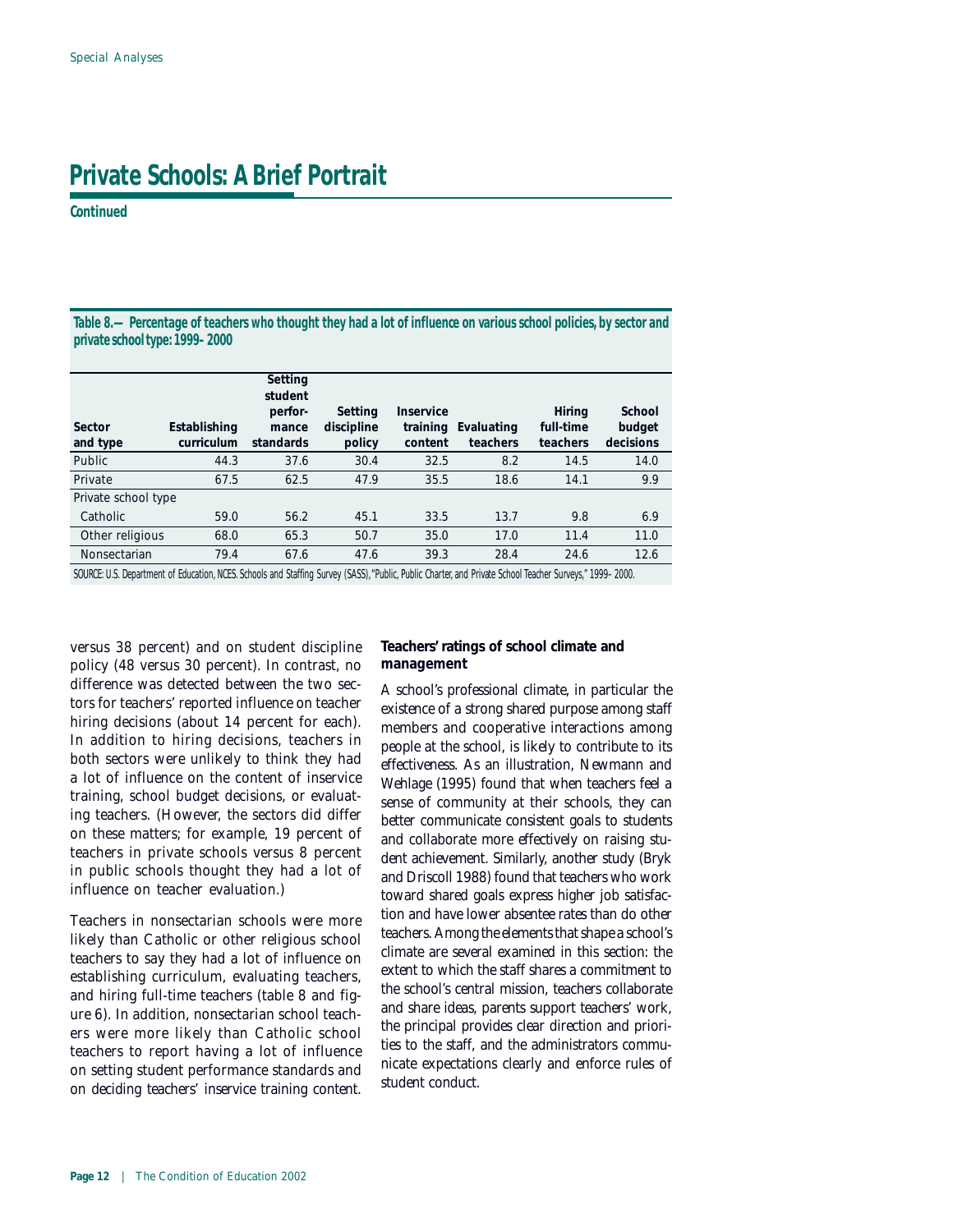# Private Schools: A Brief Portrait

**Continued**

**Table 8.—Percentage of teachers who thought they had a lot of influence on various school policies, by sector and private school type: 1999–2000**

| Sector and type | Establishing curriculum | Setting student performance standards | Setting discipline policy | Inservice training content | Evaluating teachers | Hiring full-time teachers | School budget decisions |
|---|---|---|---|---|---|---|---|
| Public | 44.3 | 37.6 | 30.4 | 32.5 | 8.2 | 14.5 | 14.0 |
| Private | 67.5 | 62.5 | 47.9 | 35.5 | 18.6 | 14.1 | 9.9 |
| Private school type | | | | | | | |
| Catholic | 59.0 | 56.2 | 45.1 | 33.5 | 13.7 | 9.8 | 6.9 |
| Other religious | 68.0 | 65.3 | 50.7 | 35.0 | 17.0 | 11.4 | 11.0 |
| Nonsectarian | 79.4 | 67.6 | 47.6 | 39.3 | 28.4 | 24.6 | 12.6 |

SOURCE: U.S. Department of Education, NCES. Schools and Staffing Survey (SASS), "Public, Public Charter, and Private School Teacher Surveys," 1999–2000.

versus 38 percent) and on student discipline policy (48 versus 30 percent). In contrast, no difference was detected between the two sectors for teachers' reported influence on teacher hiring decisions (about 14 percent for each). In addition to hiring decisions, teachers in both sectors were unlikely to think they had a lot of influence on the content of inservice training, school budget decisions, or evaluating teachers. (However, the sectors did differ on these matters; for example, 19 percent of teachers in private schools versus 8 percent in public schools thought they had a lot of influence on teacher evaluation.)

Teachers in nonsectarian schools were more likely than Catholic or other religious school teachers to say they had a lot of influence on establishing curriculum, evaluating teachers, and hiring full-time teachers (table 8 and figure 6). In addition, nonsectarian school teachers were more likely than Catholic school teachers to report having a lot of influence on setting student performance standards and on deciding teachers' inservice training content.

### Teachers' ratings of school climate and management

A school's professional climate, in particular the existence of a strong shared purpose among staff members and cooperative interactions among people at the school, is likely to contribute to its effectiveness. As an illustration, Newmann and Wehlage (1995) found that when teachers feel a sense of community at their schools, they can better communicate consistent goals to students and collaborate more effectively on raising student achievement. Similarly, another study (Bryk and Driscoll 1988) found that teachers who work toward shared goals express higher job satisfaction and have lower absentee rates than do other teachers. Among the elements that shape a school's climate are several examined in this section: the extent to which the staff shares a commitment to the school's central mission, teachers collaborate and share ideas, parents support teachers' work, the principal provides clear direction and priorities to the staff, and the administrators communicate expectations clearly and enforce rules of student conduct.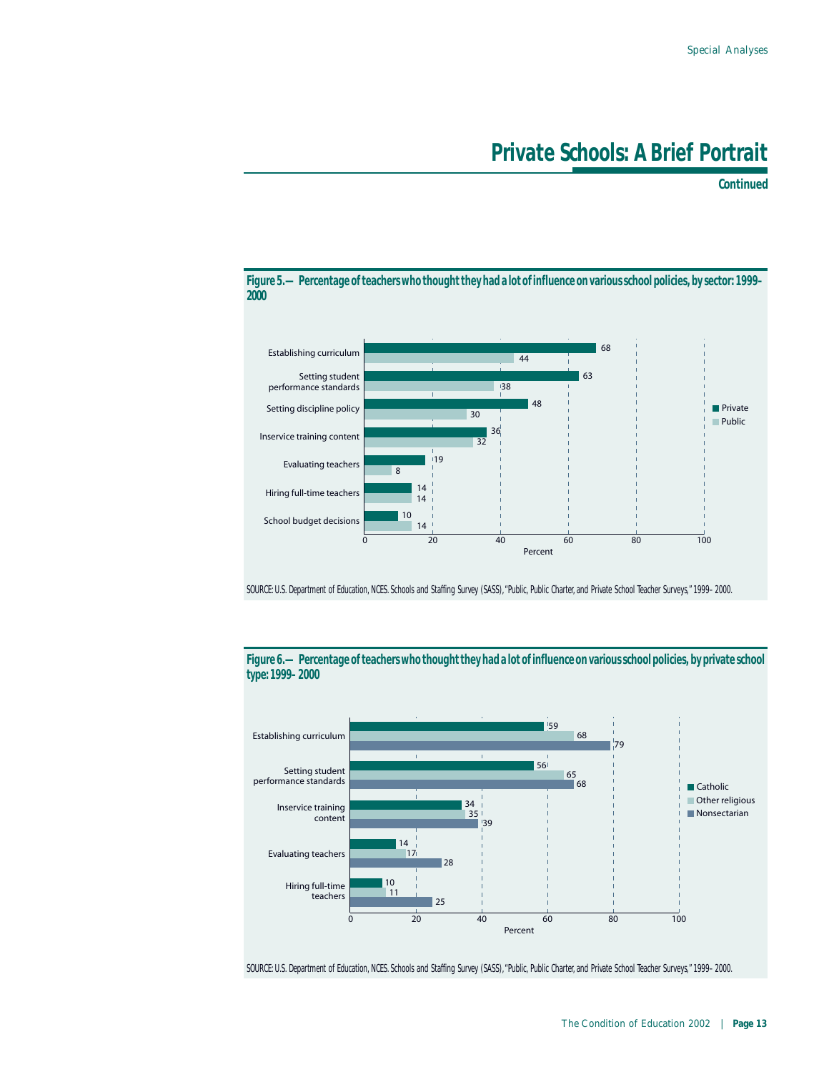# Private Schools: A Brief Portrait

**Continued**

**Figure 5.— Percentage of teachers who thought they had a lot of influence on various school policies, by sector: 1999–2000**

| Policy | Private | Public |
|---|---|---|
| Establishing curriculum | 68 | 44 |
| Setting student performance standards | 63 | 38 |
| Setting discipline policy | 48 | 30 |
| Inservice training content | 36 | 32 |
| Evaluating teachers | 19 | 8 |
| Hiring full-time teachers | 14 | 14 |
| School budget decisions | 10 | 14 |

SOURCE: U.S. Department of Education, NCES. Schools and Staffing Survey (SASS), "Public, Public Charter, and Private School Teacher Surveys," 1999–2000.

**Figure 6.— Percentage of teachers who thought they had a lot of influence on various school policies, by private school type: 1999–2000**

| Policy | Catholic | Other religious | Nonsectarian |
|---|---|---|---|
| Establishing curriculum | 59 | 68 | 79 |
| Setting student performance standards | 56 | 65 | 68 |
| Inservice training content | 34 | 35 | 39 |
| Evaluating teachers | 14 | 17 | 28 |
| Hiring full-time teachers | 10 | 11 | 25 |

SOURCE: U.S. Department of Education, NCES. Schools and Staffing Survey (SASS), "Public, Public Charter, and Private School Teacher Surveys," 1999–2000.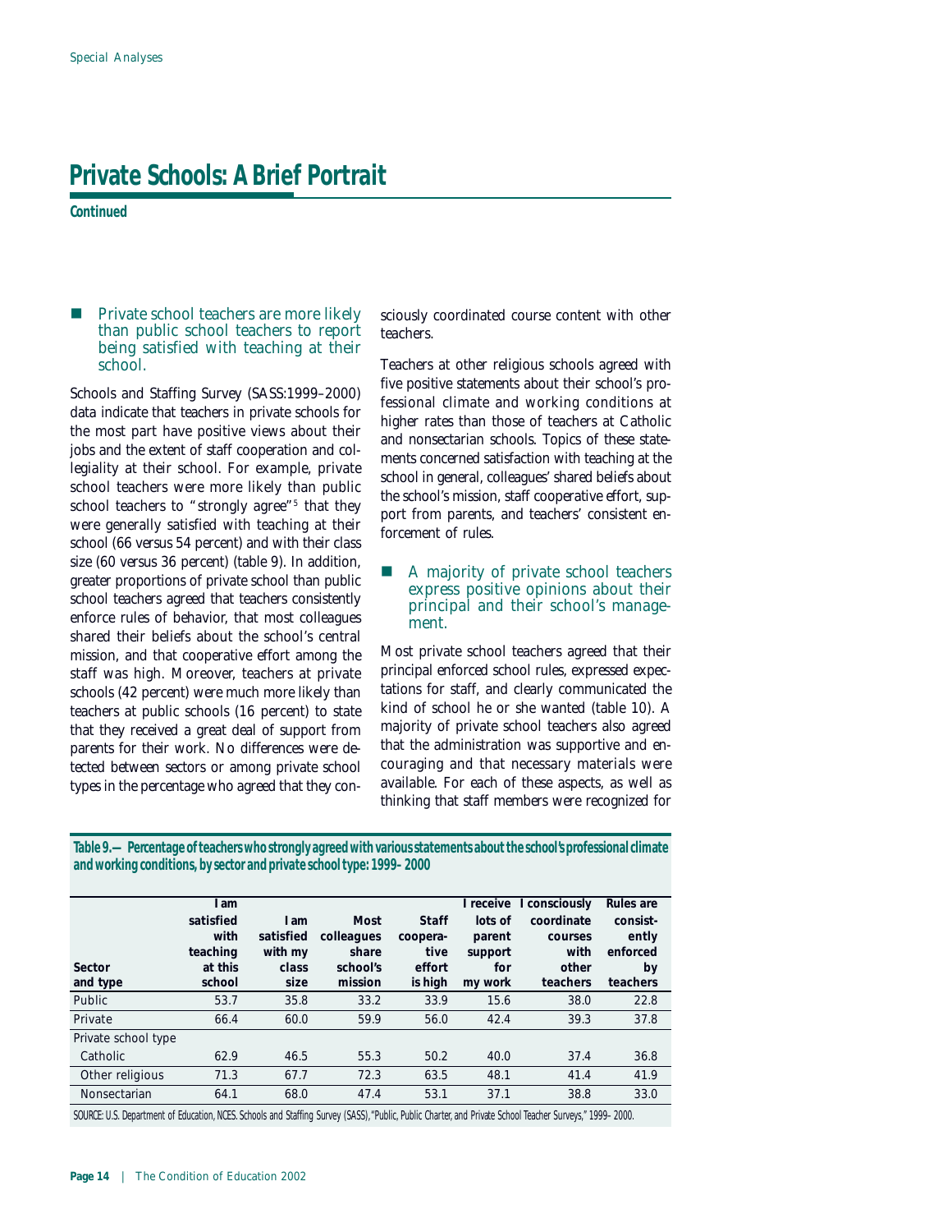# Private Schools: A Brief Portrait

**Continued**

- Private school teachers are more likely than public school teachers to report being satisfied with teaching at their school.

Schools and Staffing Survey (SASS:1999–2000) data indicate that teachers in private schools for the most part have positive views about their jobs and the extent of staff cooperation and collegiality at their school. For example, private school teachers were more likely than public school teachers to "strongly agree"[5] that they were generally satisfied with teaching at their school (66 versus 54 percent) and with their class size (60 versus 36 percent) (table 9). In addition, greater proportions of private school than public school teachers agreed that teachers consistently enforce rules of behavior, that most colleagues shared their beliefs about the school's central mission, and that cooperative effort among the staff was high. Moreover, teachers at private schools (42 percent) were much more likely than teachers at public schools (16 percent) to state that they received a great deal of support from parents for their work. No differences were detected between sectors or among private school types in the percentage who agreed that they consciously coordinated course content with other teachers.

Teachers at other religious schools agreed with five positive statements about their school's professional climate and working conditions at higher rates than those of teachers at Catholic and nonsectarian schools. Topics of these statements concerned satisfaction with teaching at the school in general, colleagues' shared beliefs about the school's mission, staff cooperative effort, support from parents, and teachers' consistent enforcement of rules.

- A majority of private school teachers express positive opinions about their principal and their school's management.

Most private school teachers agreed that their principal enforced school rules, expressed expectations for staff, and clearly communicated the kind of school he or she wanted (table 10). A majority of private school teachers also agreed that the administration was supportive and encouraging and that necessary materials were available. For each of these aspects, as well as thinking that staff members were recognized for

**Table 9.—Percentage of teachers who strongly agreed with various statements about the school's professional climate and working conditions, by sector and private school type: 1999–2000**

| Sector and type | I am satisfied with teaching at this school | I am satisfied with my class size | Most colleagues share school's mission | Staff cooperative effort is high | I receive lots of parent support for my work | I consciously coordinate courses with other teachers | Rules are consistently enforced by teachers |
|---|---|---|---|---|---|---|---|
| Public | 53.7 | 35.8 | 33.2 | 33.9 | 15.6 | 38.0 | 22.8 |
| Private | 66.4 | 60.0 | 59.9 | 56.0 | 42.4 | 39.3 | 37.8 |
| Private school type | | | | | | | |
| Catholic | 62.9 | 46.5 | 55.3 | 50.2 | 40.0 | 37.4 | 36.8 |
| Other religious | 71.3 | 67.7 | 72.3 | 63.5 | 48.1 | 41.4 | 41.9 |
| Nonsectarian | 64.1 | 68.0 | 47.4 | 53.1 | 37.1 | 38.8 | 33.0 |

SOURCE: U.S. Department of Education, NCES. Schools and Staffing Survey (SASS), "Public, Public Charter, and Private School Teacher Surveys," 1999–2000.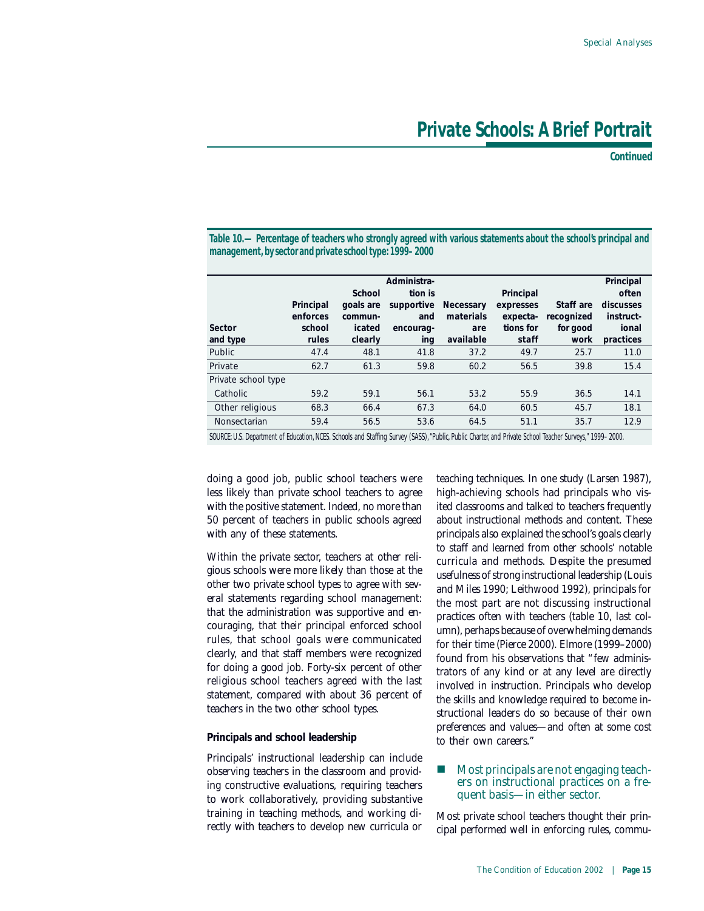## Private Schools: A Brief Portrait

**Continued**

**Table 10.—Percentage of teachers who strongly agreed with various statements about the school's principal and management, by sector and private school type: 1999–2000**

| Sector and type | Principal enforces school rules | School goals are communicated clearly | Administration is supportive and encouraging | Necessary materials are available | Principal expresses expectations for staff | Staff are recognized for good work | Principal often discusses instructional practices |
|---|---|---|---|---|---|---|---|
| Public | 47.4 | 48.1 | 41.8 | 37.2 | 49.7 | 25.7 | 11.0 |
| Private | 62.7 | 61.3 | 59.8 | 60.2 | 56.5 | 39.8 | 15.4 |
| Private school type | | | | | | | |
| Catholic | 59.2 | 59.1 | 56.1 | 53.2 | 55.9 | 36.5 | 14.1 |
| Other religious | 68.3 | 66.4 | 67.3 | 64.0 | 60.5 | 45.7 | 18.1 |
| Nonsectarian | 59.4 | 56.5 | 53.6 | 64.5 | 51.1 | 35.7 | 12.9 |

SOURCE: U.S. Department of Education, NCES. Schools and Staffing Survey (SASS), "Public, Public Charter, and Private School Teacher Surveys," 1999–2000.

doing a good job, public school teachers were less likely than private school teachers to agree with the positive statement. Indeed, no more than 50 percent of teachers in public schools agreed with any of these statements.

Within the private sector, teachers at other religious schools were more likely than those at the other two private school types to agree with several statements regarding school management: that the administration was supportive and encouraging, that their principal enforced school rules, that school goals were communicated clearly, and that staff members were recognized for doing a good job. Forty-six percent of other religious school teachers agreed with the last statement, compared with about 36 percent of teachers in the two other school types.

**Principals and school leadership**

Principals' instructional leadership can include observing teachers in the classroom and providing constructive evaluations, requiring teachers to work collaboratively, providing substantive training in teaching methods, and working directly with teachers to develop new curricula or teaching techniques. In one study (Larsen 1987), high-achieving schools had principals who visited classrooms and talked to teachers frequently about instructional methods and content. These principals also explained the school's goals clearly to staff and learned from other schools' notable curricula and methods. Despite the presumed usefulness of strong instructional leadership (Louis and Miles 1990; Leithwood 1992), principals for the most part are not discussing instructional practices often with teachers (table 10, last column), perhaps because of overwhelming demands for their time (Pierce 2000). Elmore (1999–2000) found from his observations that "few administrators of any kind or at any level are directly involved in instruction. Principals who develop the skills and knowledge required to become instructional leaders do so because of their own preferences and values—and often at some cost to their own careers."

- Most principals are not engaging teachers on instructional practices on a frequent basis—in either sector.

Most private school teachers thought their principal performed well in enforcing rules, commu-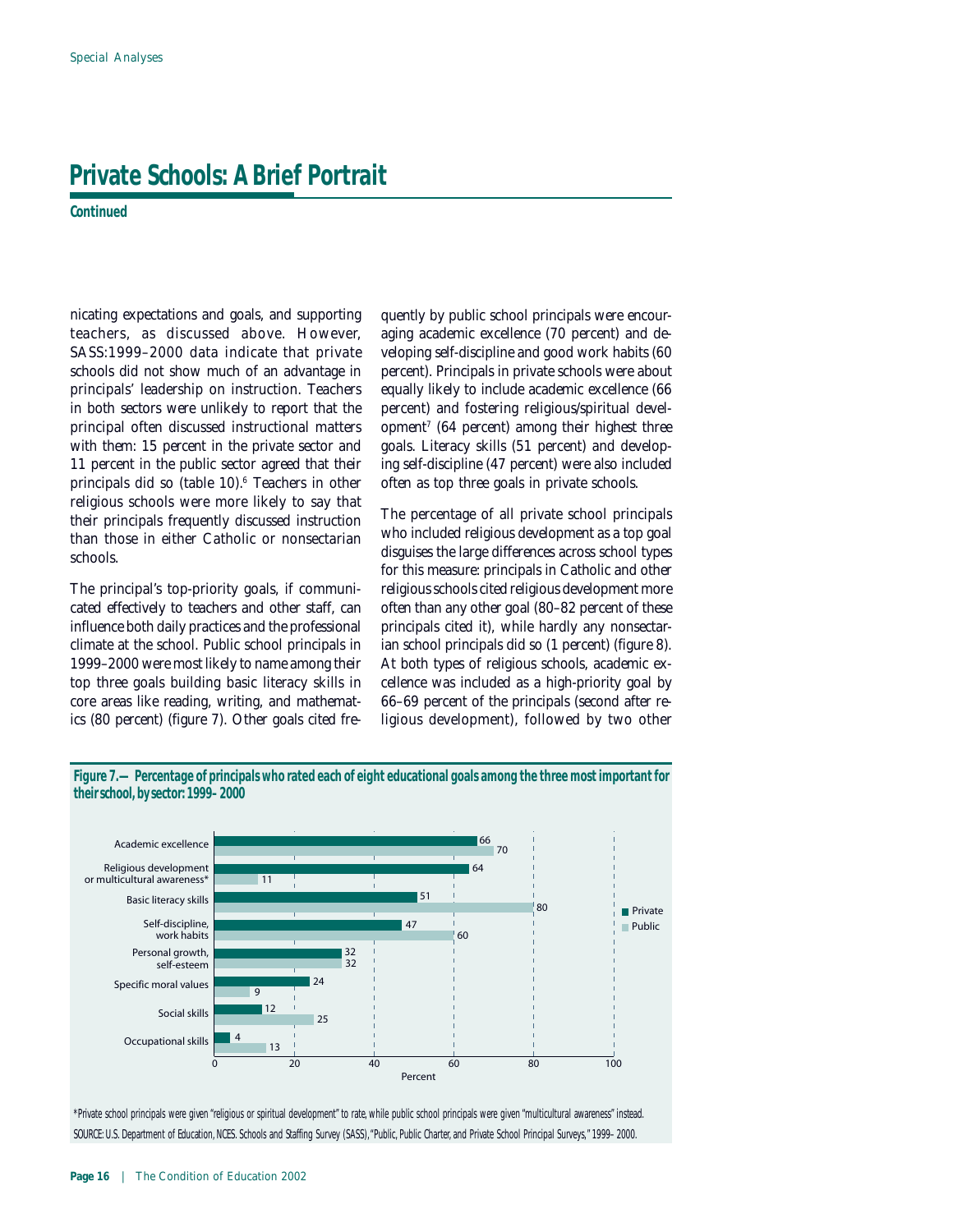# Private Schools: A Brief Portrait

**Continued**

nicating expectations and goals, and supporting teachers, as discussed above. However, SASS:1999–2000 data indicate that private schools did not show much of an advantage in principals' leadership on instruction. Teachers in both sectors were unlikely to report that the principal often discussed instructional matters with them: 15 percent in the private sector and 11 percent in the public sector agreed that their principals did so (table 10).[6] Teachers in other religious schools were more likely to say that their principals frequently discussed instruction than those in either Catholic or nonsectarian schools.

The principal's top-priority goals, if communicated effectively to teachers and other staff, can influence both daily practices and the professional climate at the school. Public school principals in 1999–2000 were most likely to name among their top three goals building basic literacy skills in core areas like reading, writing, and mathematics (80 percent) (figure 7). Other goals cited frequently by public school principals were encouraging academic excellence (70 percent) and developing self-discipline and good work habits (60 percent). Principals in private schools were about equally likely to include academic excellence (66 percent) and fostering religious/spiritual development[7] (64 percent) among their highest three goals. Literacy skills (51 percent) and developing self-discipline (47 percent) were also included often as top three goals in private schools.

The percentage of all private school principals who included religious development as a top goal disguises the large differences across school types for this measure: principals in Catholic and other religious schools cited religious development more often than any other goal (80–82 percent of these principals cited it), while hardly any nonsectarian school principals did so (1 percent) (figure 8). At both types of religious schools, academic excellence was included as a high-priority goal by 66–69 percent of the principals (second after religious development), followed by two other

**Figure 7.—Percentage of principals who rated each of eight educational goals among the three most important for their school, by sector: 1999–2000**

| Goal | Private | Public |
|---|---|---|
| Academic excellence | 66 | 70 |
| Religious development or multicultural awareness* | 64 | 11 |
| Basic literacy skills | 51 | 80 |
| Self-discipline, work habits | 47 | 60 |
| Personal growth, self-esteem | 32 | 32 |
| Specific moral values | 24 | 9 |
| Social skills | 12 | 25 |
| Occupational skills | 4 | 13 |

*Private school principals were given "religious or spiritual development" to rate, while public school principals were given "multicultural awareness" instead.

SOURCE: U.S. Department of Education, NCES. Schools and Staffing Survey (SASS), "Public, Public Charter, and Private School Principal Surveys," 1999–2000.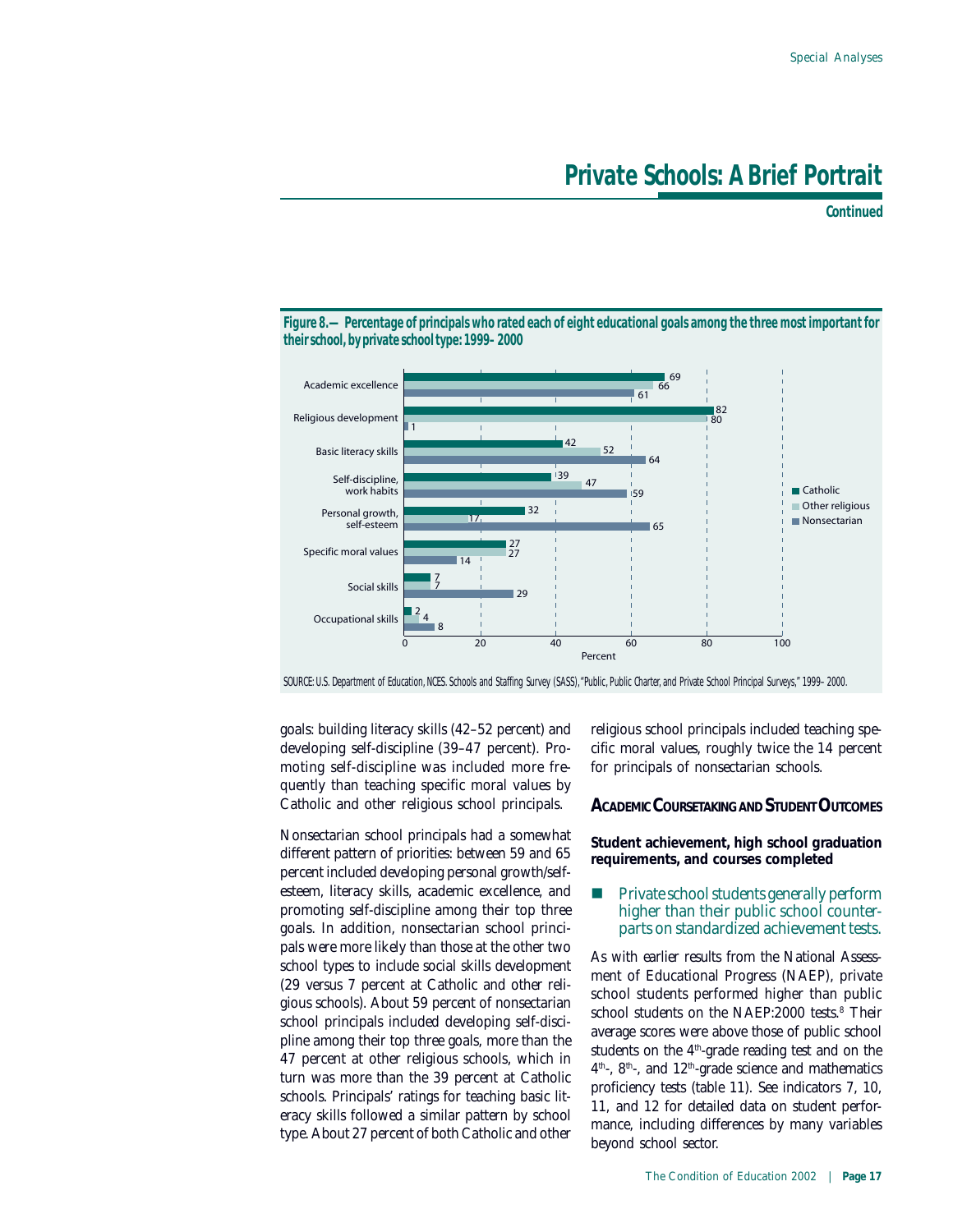# Private Schools: A Brief Portrait

**Continued**

**Figure 8.—Percentage of principals who rated each of eight educational goals among the three most important for their school, by private school type: 1999–2000**

| Educational goal | Catholic | Other religious | Nonsectarian |
|---|---|---|---|
| Academic excellence | 69 | 66 | 61 |
| Religious development | 82 | 80 | 1 |
| Basic literacy skills | 42 | 52 | 64 |
| Self-discipline, work habits | 39 | 47 | 59 |
| Personal growth, self-esteem | 32 | 17 | 65 |
| Specific moral values | 27 | 27 | 14 |
| Social skills | 7 | 7 | 29 |
| Occupational skills | 2 | 4 | 8 |

SOURCE: U.S. Department of Education, NCES. Schools and Staffing Survey (SASS), "Public, Public Charter, and Private School Principal Surveys," 1999–2000.

goals: building literacy skills (42–52 percent) and developing self-discipline (39–47 percent). Promoting self-discipline was included more frequently than teaching specific moral values by Catholic and other religious school principals.

Nonsectarian school principals had a somewhat different pattern of priorities: between 59 and 65 percent included developing personal growth/self-esteem, literacy skills, academic excellence, and promoting self-discipline among their top three goals. In addition, nonsectarian school principals were more likely than those at the other two school types to include social skills development (29 versus 7 percent at Catholic and other religious schools). About 59 percent of nonsectarian school principals included developing self-discipline among their top three goals, more than the 47 percent at other religious schools, which in turn was more than the 39 percent at Catholic schools. Principals' ratings for teaching basic literacy skills followed a similar pattern by school type. About 27 percent of both Catholic and other religious school principals included teaching specific moral values, roughly twice the 14 percent for principals of nonsectarian schools.

## Academic Coursetaking and Student Outcomes

### Student achievement, high school graduation requirements, and courses completed

- Private school students generally perform higher than their public school counterparts on standardized achievement tests.

As with earlier results from the National Assessment of Educational Progress (NAEP), private school students performed higher than public school students on the NAEP:2000 tests.[8] Their average scores were above those of public school students on the 4th-grade reading test and on the 4th-, 8th-, and 12th-grade science and mathematics proficiency tests (table 11). See indicators 7, 10, 11, and 12 for detailed data on student performance, including differences by many variables beyond school sector.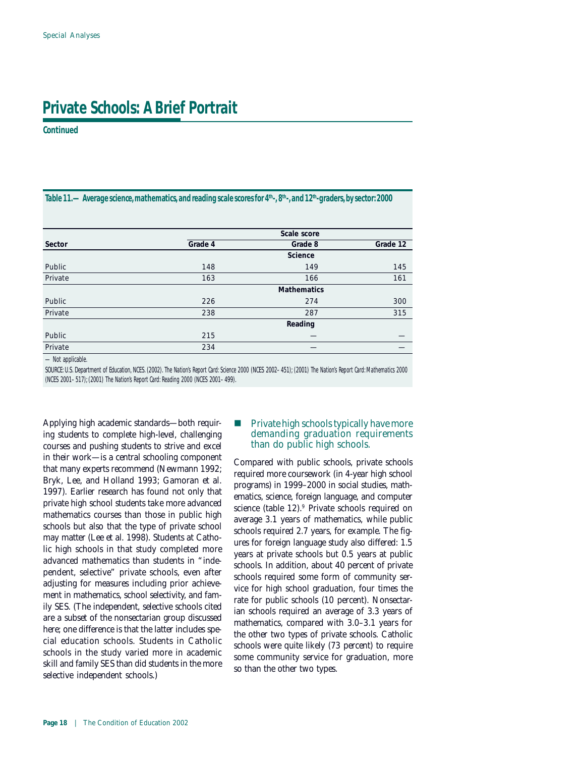# Private Schools: A Brief Portrait

**Continued**

**Table 11.—Average science, mathematics, and reading scale scores for 4th-, 8th-, and 12th-graders, by sector: 2000**

| Sector | Scale score | | |
|---|---|---|---|
| | Grade 4 | Grade 8 | Grade 12 |
| | | **Science** | |
| Public | 148 | 149 | 145 |
| Private | 163 | 166 | 161 |
| | | **Mathematics** | |
| Public | 226 | 274 | 300 |
| Private | 238 | 287 | 315 |
| | | **Reading** | |
| Public | 215 | — | — |
| Private | 234 | — | — |

— Not applicable.

SOURCE: U.S. Department of Education, NCES. (2002). *The Nation's Report Card: Science 2000* (NCES 2002–451); (2001) *The Nation's Report Card: Mathematics 2000* (NCES 2001–517); (2001) *The Nation's Report Card: Reading 2000* (NCES 2001–499).

Applying high academic standards—both requiring students to complete high-level, challenging courses and pushing students to strive and excel in their work—is a central schooling component that many experts recommend (Newmann 1992; Bryk, Lee, and Holland 1993; Gamoran et al. 1997). Earlier research has found not only that private high school students take more advanced mathematics courses than those in public high schools but also that the type of private school may matter (Lee et al. 1998). Students at Catholic high schools in that study completed more advanced mathematics than students in "independent, selective" private schools, even after adjusting for measures including prior achievement in mathematics, school selectivity, and family SES. (The independent, selective schools cited are a subset of the nonsectarian group discussed here; one difference is that the latter includes special education schools. Students in Catholic schools in the study varied more in academic skill and family SES than did students in the more selective independent schools.)

- Private high schools typically have more demanding graduation requirements than do public high schools.

Compared with public schools, private schools required more coursework (in 4-year high school programs) in 1999–2000 in social studies, mathematics, science, foreign language, and computer science (table 12).[9] Private schools required on average 3.1 years of mathematics, while public schools required 2.7 years, for example. The figures for foreign language study also differed: 1.5 years at private schools but 0.5 years at public schools. In addition, about 40 percent of private schools required some form of community service for high school graduation, four times the rate for public schools (10 percent). Nonsectarian schools required an average of 3.3 years of mathematics, compared with 3.0–3.1 years for the other two types of private schools. Catholic schools were quite likely (73 percent) to require some community service for graduation, more so than the other two types.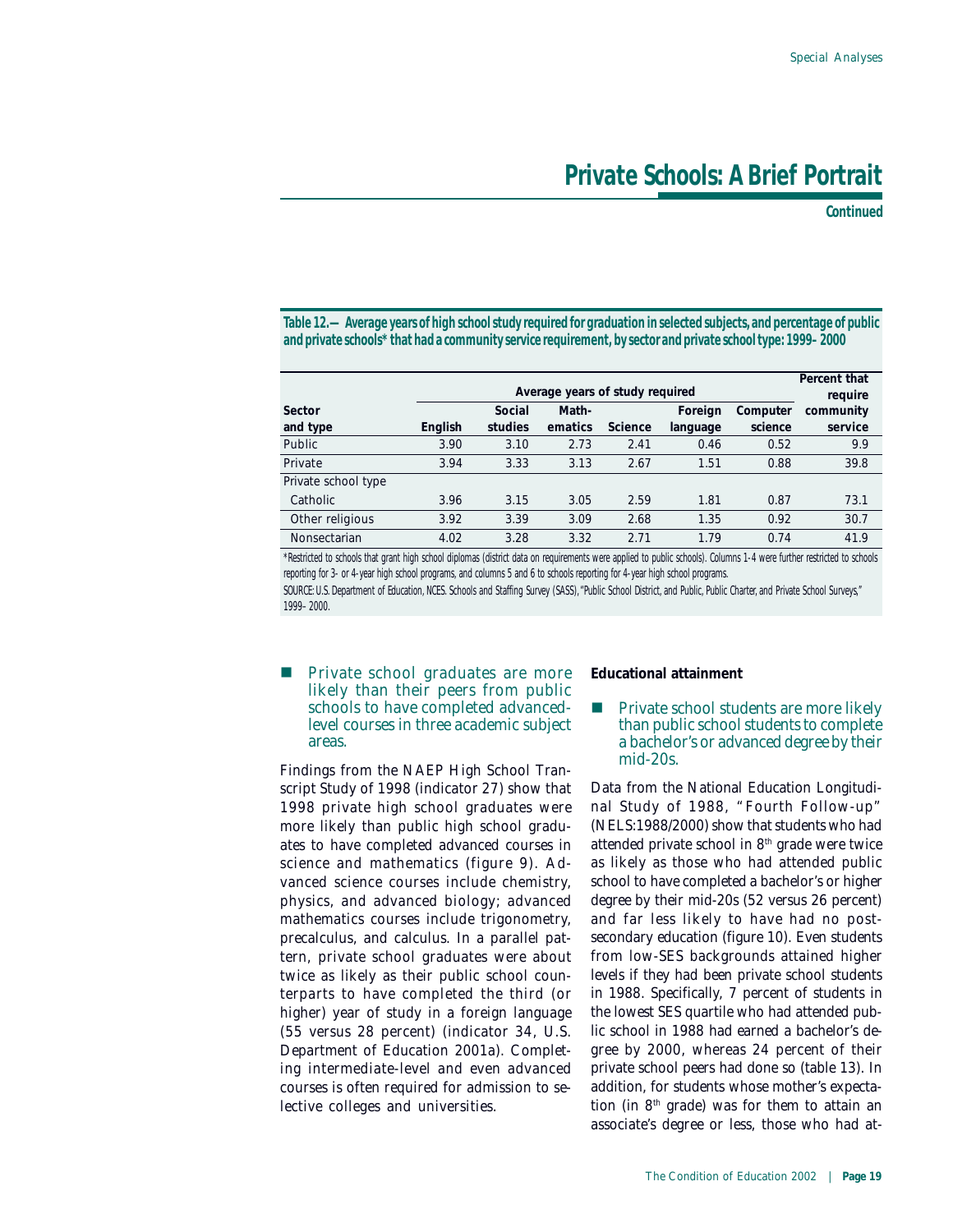## Private Schools: A Brief Portrait

**Continued**

**Table 12.— Average years of high school study required for graduation in selected subjects, and percentage of public and private schools* that had a community service requirement, by sector and private school type: 1999–2000**

| Sector and type | Average years of study required | | | | | | Percent that require community service |
|---|---|---|---|---|---|---|---|
| | English | Social studies | Math-ematics | Science | Foreign language | Computer science | |
| Public | 3.90 | 3.10 | 2.73 | 2.41 | 0.46 | 0.52 | 9.9 |
| Private | 3.94 | 3.33 | 3.13 | 2.67 | 1.51 | 0.88 | 39.8 |
| Private school type | | | | | | | |
| Catholic | 3.96 | 3.15 | 3.05 | 2.59 | 1.81 | 0.87 | 73.1 |
| Other religious | 3.92 | 3.39 | 3.09 | 2.68 | 1.35 | 0.92 | 30.7 |
| Nonsectarian | 4.02 | 3.28 | 3.32 | 2.71 | 1.79 | 0.74 | 41.9 |

*Restricted to schools that grant high school diplomas (district data on requirements were applied to public schools). Columns 1-4 were further restricted to schools reporting for 3- or 4-year high school programs, and columns 5 and 6 to schools reporting for 4-year high school programs.

SOURCE: U.S. Department of Education, NCES. Schools and Staffing Survey (SASS), "Public School District, and Public, Public Charter, and Private School Surveys," 1999–2000.

- Private school graduates are more likely than their peers from public schools to have completed advanced-level courses in three academic subject areas.

Findings from the NAEP High School Transcript Study of 1998 (indicator 27) show that 1998 private high school graduates were more likely than public high school graduates to have completed advanced courses in science and mathematics (figure 9). Advanced science courses include chemistry, physics, and advanced biology; advanced mathematics courses include trigonometry, precalculus, and calculus. In a parallel pattern, private school graduates were about twice as likely as their public school counterparts to have completed the third (or higher) year of study in a foreign language (55 versus 28 percent) (indicator 34, U.S. Department of Education 2001a). Completing intermediate-level and even advanced courses is often required for admission to selective colleges and universities.

### Educational attainment

- Private school students are more likely than public school students to complete a bachelor's or advanced degree by their mid-20s.

Data from the National Education Longitudinal Study of 1988, "Fourth Follow-up" (NELS:1988/2000) show that students who had attended private school in 8th grade were twice as likely as those who had attended public school to have completed a bachelor's or higher degree by their mid-20s (52 versus 26 percent) and far less likely to have had no postsecondary education (figure 10). Even students from low-SES backgrounds attained higher levels if they had been private school students in 1988. Specifically, 7 percent of students in the lowest SES quartile who had attended public school in 1988 had earned a bachelor's degree by 2000, whereas 24 percent of their private school peers had done so (table 13). In addition, for students whose mother's expectation (in 8th grade) was for them to attain an associate's degree or less, those who had at-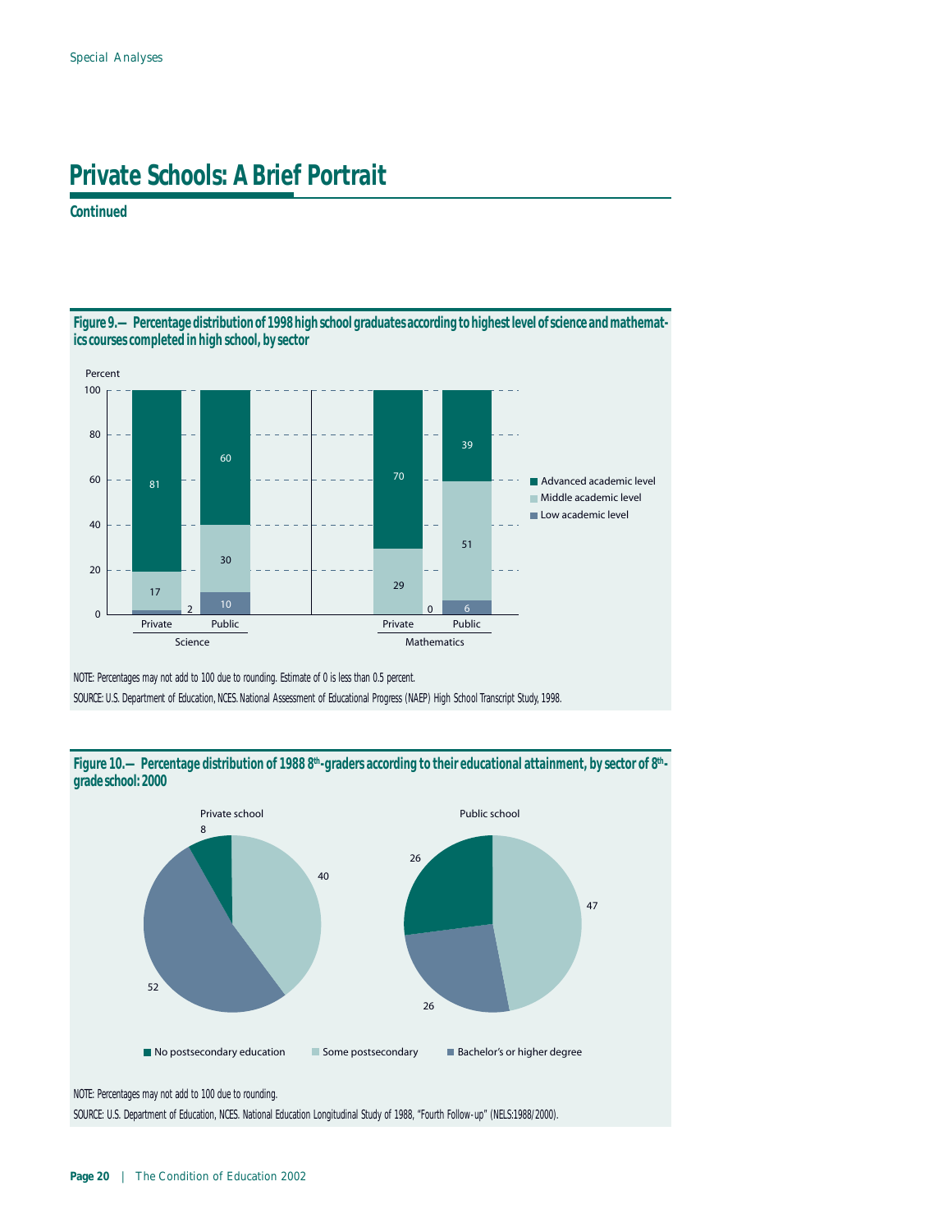# Private Schools: A Brief Portrait

**Continued**

**Figure 9.— Percentage distribution of 1998 high school graduates according to highest level of science and mathematics courses completed in high school, by sector**

| Level | Science: Private | Science: Public | Mathematics: Private | Mathematics: Public |
|---|---|---|---|---|
| Advanced academic level | 81 | 60 | 70 | 39 |
| Middle academic level | 17 | 30 | 29 | 51 |
| Low academic level | 2 | 10 | 0 | 6 |

NOTE: Percentages may not add to 100 due to rounding. Estimate of 0 is less than 0.5 percent.

SOURCE: U.S. Department of Education, NCES. National Assessment of Educational Progress (NAEP) High School Transcript Study, 1998.

**Figure 10.— Percentage distribution of 1988 8th-graders according to their educational attainment, by sector of 8th-grade school: 2000**

| Educational attainment | Private school | Public school |
|---|---|---|
| No postsecondary education | 8 | 26 |
| Some postsecondary | 40 | 47 |
| Bachelor's or higher degree | 52 | 26 |

NOTE: Percentages may not add to 100 due to rounding.

SOURCE: U.S. Department of Education, NCES. National Education Longitudinal Study of 1988, "Fourth Follow-up" (NELS:1988/2000).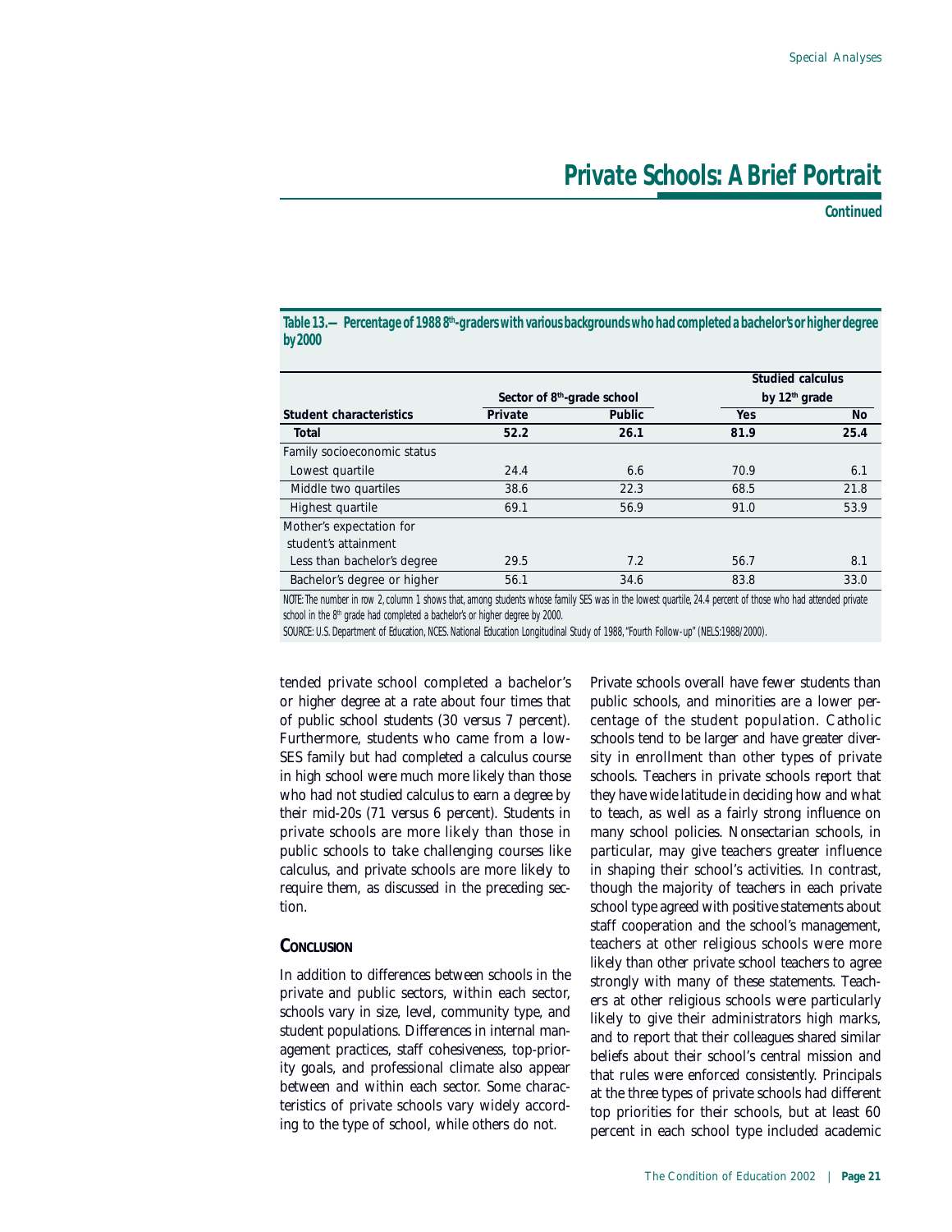# Private Schools: A Brief Portrait

**Continued**

**Table 13.— Percentage of 1988 8th-graders with various backgrounds who had completed a bachelor's or higher degree by 2000**

| Student characteristics | Sector of 8th-grade school | | Studied calculus by 12th grade | |
|---|---|---|---|---|
| | Private | Public | Yes | No |
| **Total** | **52.2** | **26.1** | **81.9** | **25.4** |
| Family socioeconomic status | | | | |
| Lowest quartile | 24.4 | 6.6 | 70.9 | 6.1 |
| Middle two quartiles | 38.6 | 22.3 | 68.5 | 21.8 |
| Highest quartile | 69.1 | 56.9 | 91.0 | 53.9 |
| Mother's expectation for student's attainment | | | | |
| Less than bachelor's degree | 29.5 | 7.2 | 56.7 | 8.1 |
| Bachelor's degree or higher | 56.1 | 34.6 | 83.8 | 33.0 |

NOTE: The number in row 2, column 1 shows that, among students whose family SES was in the lowest quartile, 24.4 percent of those who had attended private school in the 8th grade had completed a bachelor's or higher degree by 2000.

SOURCE: U.S. Department of Education, NCES. National Education Longitudinal Study of 1988, "Fourth Follow-up" (NELS:1988/2000).

tended private school completed a bachelor's or higher degree at a rate about four times that of public school students (30 versus 7 percent). Furthermore, students who came from a low-SES family but had completed a calculus course in high school were much more likely than those who had not studied calculus to earn a degree by their mid-20s (71 versus 6 percent). Students in private schools are more likely than those in public schools to take challenging courses like calculus, and private schools are more likely to require them, as discussed in the preceding section.

## Conclusion

In addition to differences between schools in the private and public sectors, within each sector, schools vary in size, level, community type, and student populations. Differences in internal management practices, staff cohesiveness, top-priority goals, and professional climate also appear between and within each sector. Some characteristics of private schools vary widely according to the type of school, while others do not.

Private schools overall have fewer students than public schools, and minorities are a lower percentage of the student population. Catholic schools tend to be larger and have greater diversity in enrollment than other types of private schools. Teachers in private schools report that they have wide latitude in deciding how and what to teach, as well as a fairly strong influence on many school policies. Nonsectarian schools, in particular, may give teachers greater influence in shaping their school's activities. In contrast, though the majority of teachers in each private school type agreed with positive statements about staff cooperation and the school's management, teachers at other religious schools were more likely than other private school teachers to agree strongly with many of these statements. Teachers at other religious schools were particularly likely to give their administrators high marks, and to report that their colleagues shared similar beliefs about their school's central mission and that rules were enforced consistently. Principals at the three types of private schools had different top priorities for their schools, but at least 60 percent in each school type included academic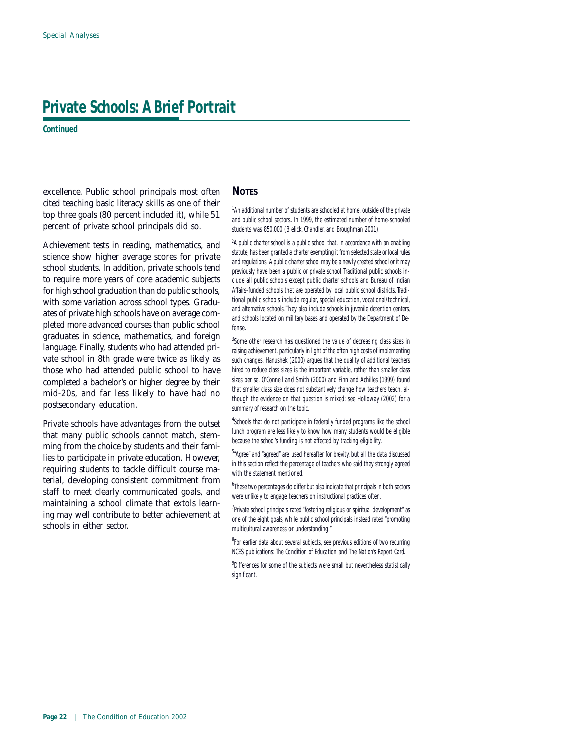# Private Schools: A Brief Portrait

**Continued**

excellence. Public school principals most often cited teaching basic literacy skills as one of their top three goals (80 percent included it), while 51 percent of private school principals did so.

Achievement tests in reading, mathematics, and science show higher average scores for private school students. In addition, private schools tend to require more years of core academic subjects for high school graduation than do public schools, with some variation across school types. Graduates of private high schools have on average completed more advanced courses than public school graduates in science, mathematics, and foreign language. Finally, students who had attended private school in 8th grade were twice as likely as those who had attended public school to have completed a bachelor's or higher degree by their mid-20s, and far less likely to have had no postsecondary education.

Private schools have advantages from the outset that many public schools cannot match, stemming from the choice by students and their families to participate in private education. However, requiring students to tackle difficult course material, developing consistent commitment from staff to meet clearly communicated goals, and maintaining a school climate that extols learning may well contribute to better achievement at schools in either sector.

## Notes

[1]An additional number of students are schooled at home, outside of the private and public school sectors. In 1999, the estimated number of home-schooled students was 850,000 (Bielick, Chandler, and Broughman 2001).

[2]A public charter school is a public school that, in accordance with an enabling statute, has been granted a charter exempting it from selected state or local rules and regulations. A public charter school may be a newly created school or it may previously have been a public or private school. Traditional public schools include all public schools except public charter schools and Bureau of Indian Affairs-funded schools that are operated by local public school districts. Traditional public schools include regular, special education, vocational/technical, and alternative schools. They also include schools in juvenile detention centers, and schools located on military bases and operated by the Department of Defense.

[3]Some other research has questioned the value of decreasing class sizes in raising achievement, particularly in light of the often high costs of implementing such changes. Hanushek (2000) argues that the quality of additional teachers hired to reduce class sizes is the important variable, rather than smaller class sizes per se. O'Connell and Smith (2000) and Finn and Achilles (1999) found that smaller class size does not substantively change how teachers teach, although the evidence on that question is mixed; see Holloway (2002) for a summary of research on the topic.

[4]Schools that do not participate in federally funded programs like the school lunch program are less likely to know how many students would be eligible because the school's funding is not affected by tracking eligibility.

[5]"Agree" and "agreed" are used hereafter for brevity, but all the data discussed in this section reflect the percentage of teachers who said they strongly agreed with the statement mentioned.

[6]These two percentages do differ but also indicate that principals in both sectors were unlikely to engage teachers on instructional practices often.

[7]Private school principals rated "fostering religious or spiritual development" as one of the eight goals, while public school principals instead rated "promoting multicultural awareness or understanding."

[8]For earlier data about several subjects, see previous editions of two recurring NCES publications: *The Condition of Education* and *The Nation's Report Card*.

[9]Differences for some of the subjects were small but nevertheless statistically significant.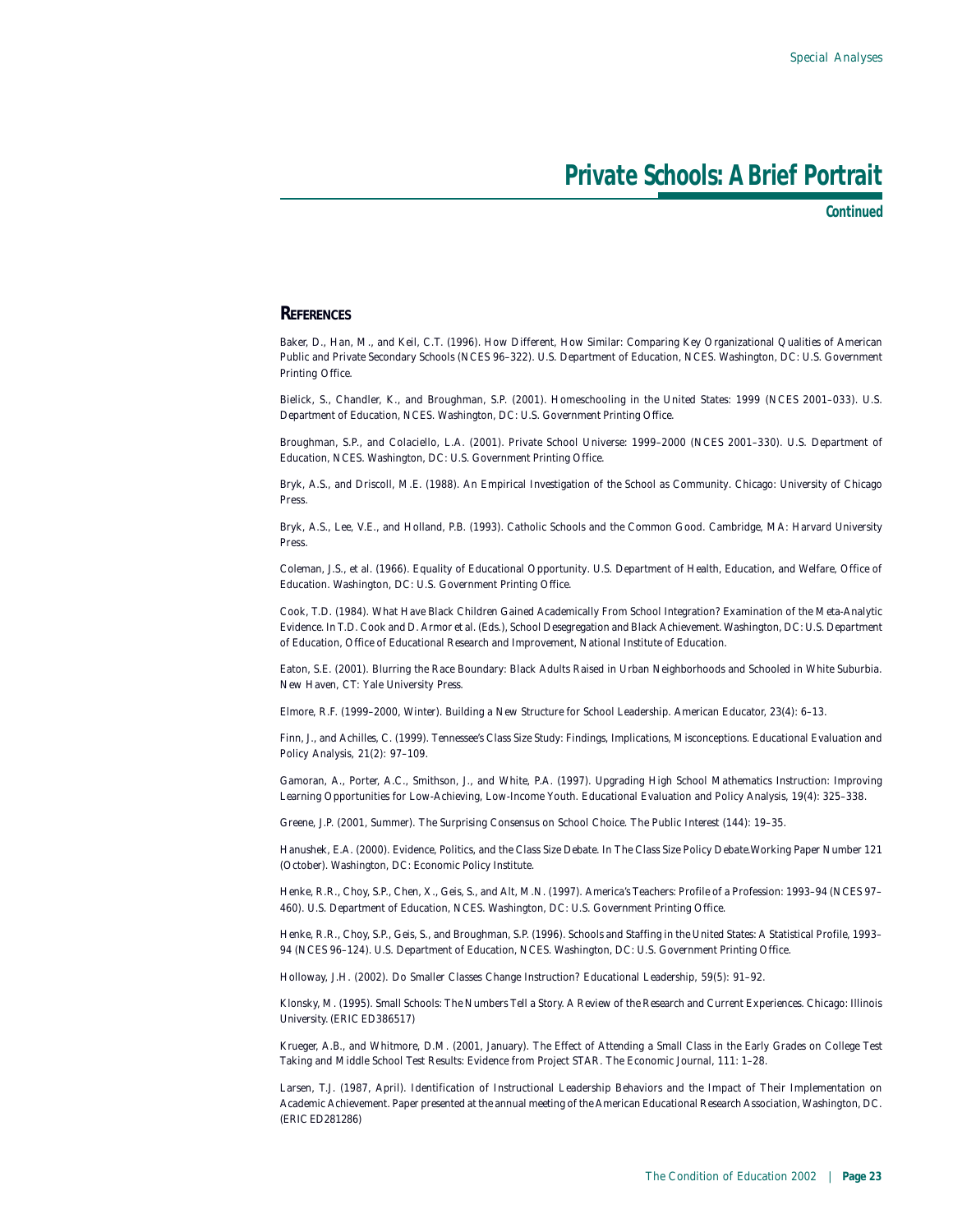# Private Schools: A Brief Portrait

**Continued**

## References

Baker, D., Han, M., and Keil, C.T. (1996). How Different, How Similar: Comparing Key Organizational Qualities of American Public and Private Secondary Schools (NCES 96–322). U.S. Department of Education, NCES. Washington, DC: U.S. Government Printing Office.

Bielick, S., Chandler, K., and Broughman, S.P. (2001). Homeschooling in the United States: 1999 (NCES 2001–033). U.S. Department of Education, NCES. Washington, DC: U.S. Government Printing Office.

Broughman, S.P., and Colaciello, L.A. (2001). Private School Universe: 1999–2000 (NCES 2001–330). U.S. Department of Education, NCES. Washington, DC: U.S. Government Printing Office.

Bryk, A.S., and Driscoll, M.E. (1988). An Empirical Investigation of the School as Community. Chicago: University of Chicago Press.

Bryk, A.S., Lee, V.E., and Holland, P.B. (1993). Catholic Schools and the Common Good. Cambridge, MA: Harvard University Press.

Coleman, J.S., et al. (1966). Equality of Educational Opportunity. U.S. Department of Health, Education, and Welfare, Office of Education. Washington, DC: U.S. Government Printing Office.

Cook, T.D. (1984). What Have Black Children Gained Academically From School Integration? Examination of the Meta-Analytic Evidence. In T.D. Cook and D. Armor et al. (Eds.), School Desegregation and Black Achievement. Washington, DC: U.S. Department of Education, Office of Educational Research and Improvement, National Institute of Education.

Eaton, S.E. (2001). Blurring the Race Boundary: Black Adults Raised in Urban Neighborhoods and Schooled in White Suburbia. New Haven, CT: Yale University Press.

Elmore, R.F. (1999–2000, Winter). Building a New Structure for School Leadership. American Educator, 23(4): 6–13.

Finn, J., and Achilles, C. (1999). Tennessee's Class Size Study: Findings, Implications, Misconceptions. Educational Evaluation and Policy Analysis, 21(2): 97–109.

Gamoran, A., Porter, A.C., Smithson, J., and White, P.A. (1997). Upgrading High School Mathematics Instruction: Improving Learning Opportunities for Low-Achieving, Low-Income Youth. Educational Evaluation and Policy Analysis, 19(4): 325–338.

Greene, J.P. (2001, Summer). The Surprising Consensus on School Choice. The Public Interest (144): 19–35.

Hanushek, E.A. (2000). Evidence, Politics, and the Class Size Debate. In The Class Size Policy Debate.Working Paper Number 121 (October). Washington, DC: Economic Policy Institute.

Henke, R.R., Choy, S.P., Chen, X., Geis, S., and Alt, M.N. (1997). America's Teachers: Profile of a Profession: 1993–94 (NCES 97–460). U.S. Department of Education, NCES. Washington, DC: U.S. Government Printing Office.

Henke, R.R., Choy, S.P., Geis, S., and Broughman, S.P. (1996). Schools and Staffing in the United States: A Statistical Profile, 1993–94 (NCES 96–124). U.S. Department of Education, NCES. Washington, DC: U.S. Government Printing Office.

Holloway, J.H. (2002). Do Smaller Classes Change Instruction? Educational Leadership, 59(5): 91–92.

Klonsky, M. (1995). Small Schools: The Numbers Tell a Story. A Review of the Research and Current Experiences. Chicago: Illinois University. (ERIC ED386517)

Krueger, A.B., and Whitmore, D.M. (2001, January). The Effect of Attending a Small Class in the Early Grades on College Test Taking and Middle School Test Results: Evidence from Project STAR. The Economic Journal, 111: 1–28.

Larsen, T.J. (1987, April). Identification of Instructional Leadership Behaviors and the Impact of Their Implementation on Academic Achievement. Paper presented at the annual meeting of the American Educational Research Association, Washington, DC. (ERIC ED281286)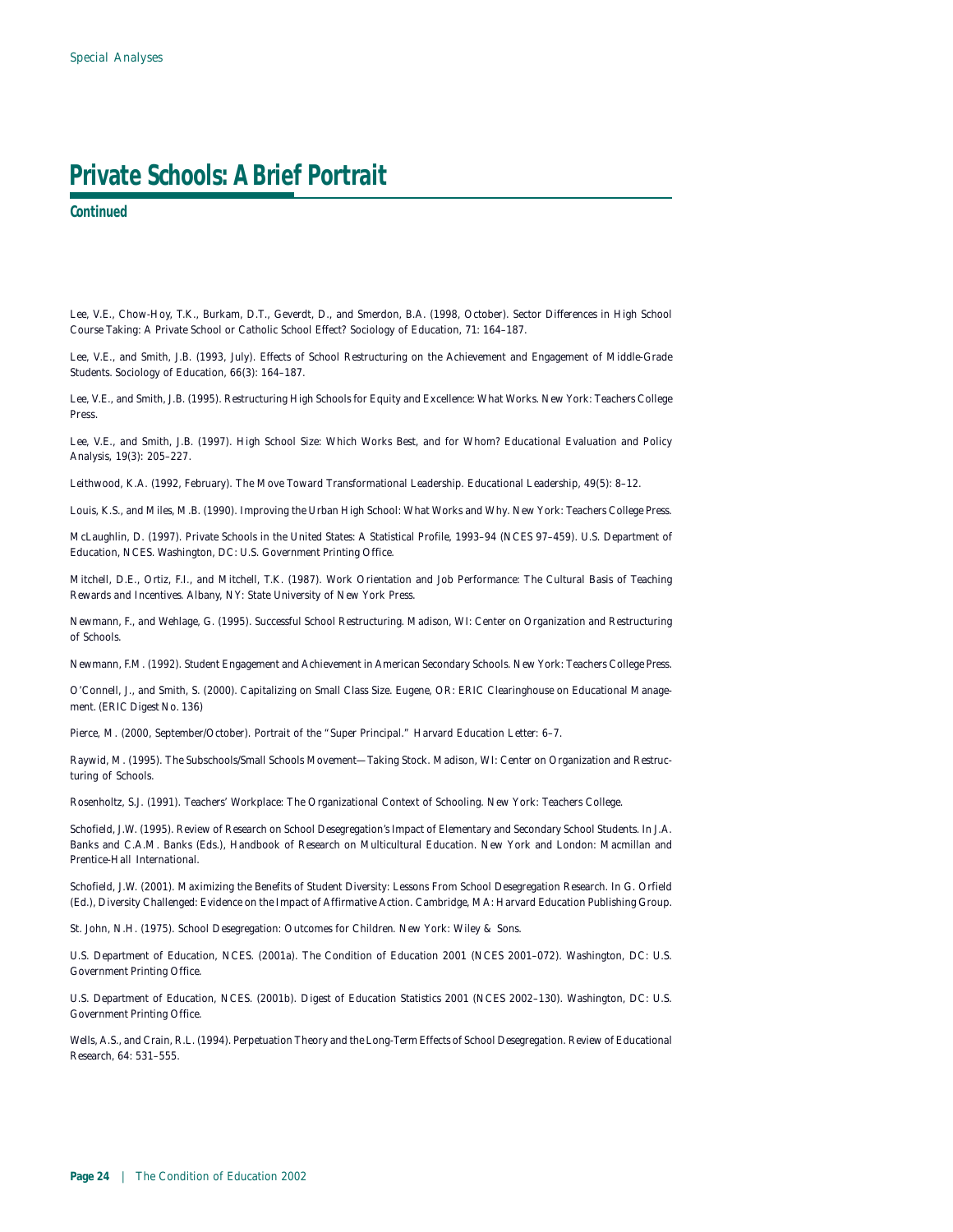# Private Schools: A Brief Portrait

**Continued**

Lee, V.E., Chow-Hoy, T.K., Burkam, D.T., Geverdt, D., and Smerdon, B.A. (1998, October). Sector Differences in High School Course Taking: A Private School or Catholic School Effect? Sociology of Education, 71: 164–187.

Lee, V.E., and Smith, J.B. (1993, July). Effects of School Restructuring on the Achievement and Engagement of Middle-Grade Students. Sociology of Education, 66(3): 164–187.

Lee, V.E., and Smith, J.B. (1995). Restructuring High Schools for Equity and Excellence: What Works. New York: Teachers College Press.

Lee, V.E., and Smith, J.B. (1997). High School Size: Which Works Best, and for Whom? Educational Evaluation and Policy Analysis, 19(3): 205–227.

Leithwood, K.A. (1992, February). The Move Toward Transformational Leadership. Educational Leadership, 49(5): 8–12.

Louis, K.S., and Miles, M.B. (1990). Improving the Urban High School: What Works and Why. New York: Teachers College Press.

McLaughlin, D. (1997). Private Schools in the United States: A Statistical Profile, 1993–94 (NCES 97–459). U.S. Department of Education, NCES. Washington, DC: U.S. Government Printing Office.

Mitchell, D.E., Ortiz, F.I., and Mitchell, T.K. (1987). Work Orientation and Job Performance: The Cultural Basis of Teaching Rewards and Incentives. Albany, NY: State University of New York Press.

Newmann, F., and Wehlage, G. (1995). Successful School Restructuring. Madison, WI: Center on Organization and Restructuring of Schools.

Newmann, F.M. (1992). Student Engagement and Achievement in American Secondary Schools. New York: Teachers College Press.

O'Connell, J., and Smith, S. (2000). Capitalizing on Small Class Size. Eugene, OR: ERIC Clearinghouse on Educational Management. (ERIC Digest No. 136)

Pierce, M. (2000, September/October). Portrait of the "Super Principal." Harvard Education Letter: 6–7.

Raywid, M. (1995). The Subschools/Small Schools Movement—Taking Stock. Madison, WI: Center on Organization and Restructuring of Schools.

Rosenholtz, S.J. (1991). Teachers' Workplace: The Organizational Context of Schooling. New York: Teachers College.

Schofield, J.W. (1995). Review of Research on School Desegregation's Impact of Elementary and Secondary School Students. In J.A. Banks and C.A.M. Banks (Eds.), Handbook of Research on Multicultural Education. New York and London: Macmillan and Prentice-Hall International.

Schofield, J.W. (2001). Maximizing the Benefits of Student Diversity: Lessons From School Desegregation Research. In G. Orfield (Ed.), Diversity Challenged: Evidence on the Impact of Affirmative Action. Cambridge, MA: Harvard Education Publishing Group.

St. John, N.H. (1975). School Desegregation: Outcomes for Children. New York: Wiley & Sons.

U.S. Department of Education, NCES. (2001a). The Condition of Education 2001 (NCES 2001–072). Washington, DC: U.S. Government Printing Office.

U.S. Department of Education, NCES. (2001b). Digest of Education Statistics 2001 (NCES 2002–130). Washington, DC: U.S. Government Printing Office.

Wells, A.S., and Crain, R.L. (1994). Perpetuation Theory and the Long-Term Effects of School Desegregation. Review of Educational Research, 64: 531–555.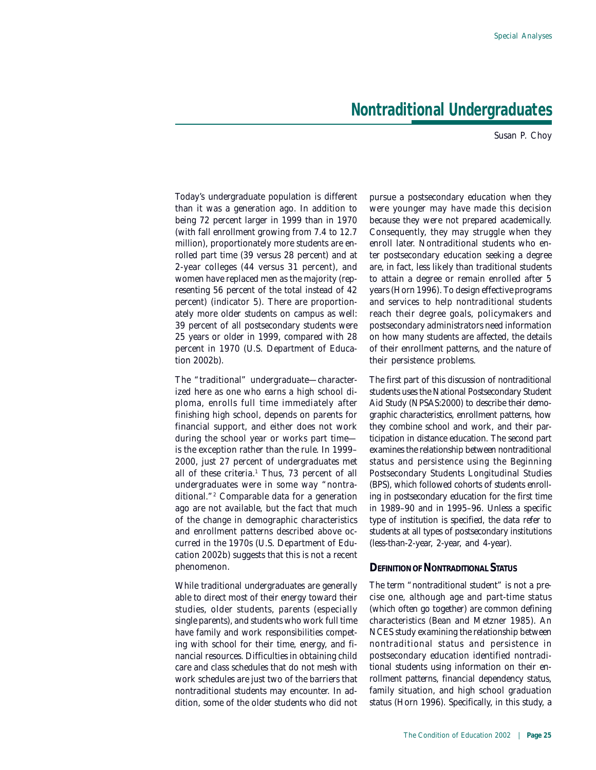# Nontraditional Undergraduates

Susan P. Choy

Today's undergraduate population is different than it was a generation ago. In addition to being 72 percent larger in 1999 than in 1970 (with fall enrollment growing from 7.4 to 12.7 million), proportionately more students are enrolled part time (39 versus 28 percent) and at 2-year colleges (44 versus 31 percent), and women have replaced men as the majority (representing 56 percent of the total instead of 42 percent) (indicator 5). There are proportionately more older students on campus as well: 39 percent of all postsecondary students were 25 years or older in 1999, compared with 28 percent in 1970 (U.S. Department of Education 2002b).

The "traditional" undergraduate—characterized here as one who earns a high school diploma, enrolls full time immediately after finishing high school, depends on parents for financial support, and either does not work during the school year or works part time—is the exception rather than the rule. In 1999–2000, just 27 percent of undergraduates met all of these criteria.[1] Thus, 73 percent of all undergraduates were in some way "nontraditional."[2] Comparable data for a generation ago are not available, but the fact that much of the change in demographic characteristics and enrollment patterns described above occurred in the 1970s (U.S. Department of Education 2002b) suggests that this is not a recent phenomenon.

While traditional undergraduates are generally able to direct most of their energy toward their studies, older students, parents (especially single parents), and students who work full time have family and work responsibilities competing with school for their time, energy, and financial resources. Difficulties in obtaining child care and class schedules that do not mesh with work schedules are just two of the barriers that nontraditional students may encounter. In addition, some of the older students who did not pursue a postsecondary education when they were younger may have made this decision because they were not prepared academically. Consequently, they may struggle when they enroll later. Nontraditional students who enter postsecondary education seeking a degree are, in fact, less likely than traditional students to attain a degree or remain enrolled after 5 years (Horn 1996). To design effective programs and services to help nontraditional students reach their degree goals, policymakers and postsecondary administrators need information on how many students are affected, the details of their enrollment patterns, and the nature of their persistence problems.

The first part of this discussion of nontraditional students uses the National Postsecondary Student Aid Study (NPSAS:2000) to describe their demographic characteristics, enrollment patterns, how they combine school and work, and their participation in distance education. The second part examines the relationship between nontraditional status and persistence using the Beginning Postsecondary Students Longitudinal Studies (BPS), which followed cohorts of students enrolling in postsecondary education for the first time in 1989–90 and in 1995–96. Unless a specific type of institution is specified, the data refer to students at all types of postsecondary institutions (less-than-2-year, 2-year, and 4-year).

## Definition of Nontraditional Status

The term "nontraditional student" is not a precise one, although age and part-time status (which often go together) are common defining characteristics (Bean and Metzner 1985). An NCES study examining the relationship between nontraditional status and persistence in postsecondary education identified nontraditional students using information on their enrollment patterns, financial dependency status, family situation, and high school graduation status (Horn 1996). Specifically, in this study, a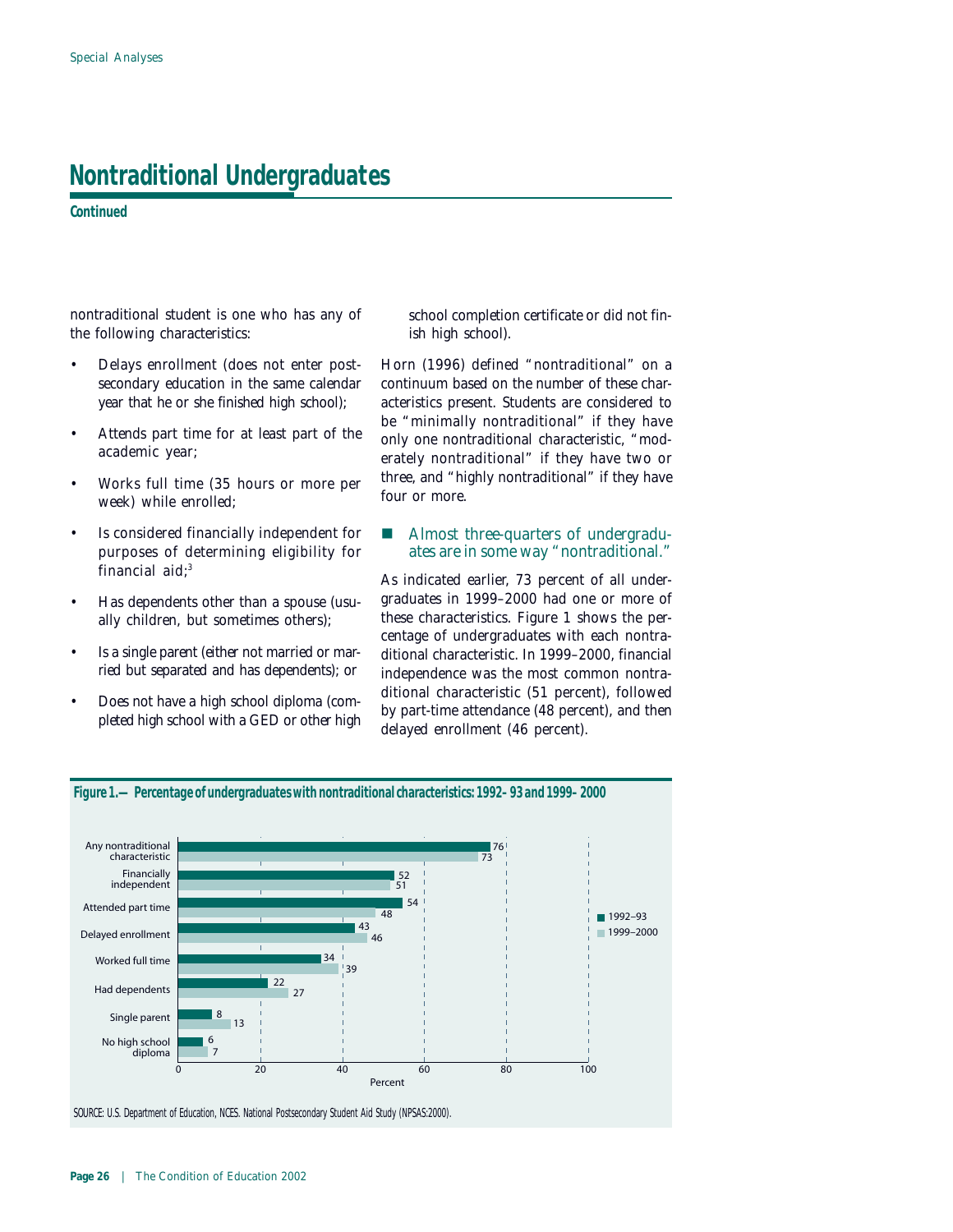# Nontraditional Undergraduates

**Continued**

nontraditional student is one who has any of the following characteristics:

- Delays enrollment (does not enter postsecondary education in the same calendar year that he or she finished high school);
- Attends part time for at least part of the academic year;
- Works full time (35 hours or more per week) while enrolled;
- Is considered financially independent for purposes of determining eligibility for financial aid;[3]
- Has dependents other than a spouse (usually children, but sometimes others);
- Is a single parent (either not married or married but separated and has dependents); or
- Does not have a high school diploma (completed high school with a GED or other high school completion certificate or did not finish high school).

Horn (1996) defined "nontraditional" on a continuum based on the number of these characteristics present. Students are considered to be "minimally nontraditional" if they have only one nontraditional characteristic, "moderately nontraditional" if they have two or three, and "highly nontraditional" if they have four or more.

### Almost three-quarters of undergraduates are in some way "nontraditional."

As indicated earlier, 73 percent of all undergraduates in 1999–2000 had one or more of these characteristics. Figure 1 shows the percentage of undergraduates with each nontraditional characteristic. In 1999–2000, financial independence was the most common nontraditional characteristic (51 percent), followed by part-time attendance (48 percent), and then delayed enrollment (46 percent).

**Figure 1.—Percentage of undergraduates with nontraditional characteristics: 1992–93 and 1999–2000**

| Characteristic | 1992–93 | 1999–2000 |
|---|---|---|
| Any nontraditional characteristic | 76 | 73 |
| Financially independent | 52 | 51 |
| Attended part time | 54 | 48 |
| Delayed enrollment | 43 | 46 |
| Worked full time | 34 | 39 |
| Had dependents | 22 | 27 |
| Single parent | 8 | 13 |
| No high school diploma | 6 | 7 |

SOURCE: U.S. Department of Education, NCES. National Postsecondary Student Aid Study (NPSAS:2000).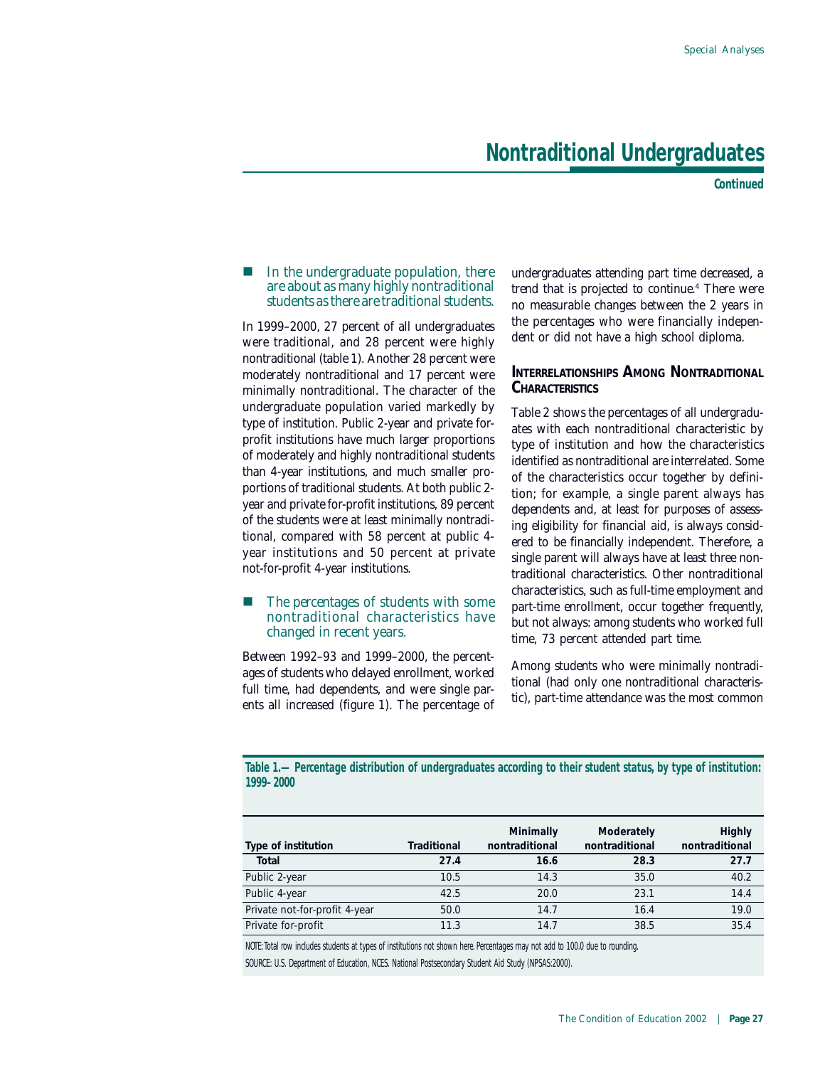# Nontraditional Undergraduates

**Continued**

- In the undergraduate population, there are about as many highly nontraditional students as there are traditional students.

In 1999–2000, 27 percent of all undergraduates were traditional, and 28 percent were highly nontraditional (table 1). Another 28 percent were moderately nontraditional and 17 percent were minimally nontraditional. The character of the undergraduate population varied markedly by type of institution. Public 2-year and private for-profit institutions have much larger proportions of moderately and highly nontraditional students than 4-year institutions, and much smaller proportions of traditional students. At both public 2-year and private for-profit institutions, 89 percent of the students were at least minimally nontraditional, compared with 58 percent at public 4-year institutions and 50 percent at private not-for-profit 4-year institutions.

- The percentages of students with some nontraditional characteristics have changed in recent years.

Between 1992–93 and 1999–2000, the percentages of students who delayed enrollment, worked full time, had dependents, and were single parents all increased (figure 1). The percentage of undergraduates attending part time decreased, a trend that is projected to continue.[4] There were no measurable changes between the 2 years in the percentages who were financially independent or did not have a high school diploma.

## Interrelationships Among Nontraditional Characteristics

Table 2 shows the percentages of all undergraduates with each nontraditional characteristic by type of institution and how the characteristics identified as nontraditional are interrelated. Some of the characteristics occur together by definition; for example, a single parent always has dependents and, at least for purposes of assessing eligibility for financial aid, is always considered to be financially independent. Therefore, a single parent will always have at least three nontraditional characteristics. Other nontraditional characteristics, such as full-time employment and part-time enrollment, occur together frequently, but not always: among students who worked full time, 73 percent attended part time.

Among students who were minimally nontraditional (had only one nontraditional characteristic), part-time attendance was the most common

**Table 1.—Percentage distribution of undergraduates according to their student status, by type of institution: 1999–2000**

| Type of institution | Traditional | Minimally nontraditional | Moderately nontraditional | Highly nontraditional |
|---|---|---|---|---|
| **Total** | **27.4** | **16.6** | **28.3** | **27.7** |
| Public 2-year | 10.5 | 14.3 | 35.0 | 40.2 |
| Public 4-year | 42.5 | 20.0 | 23.1 | 14.4 |
| Private not-for-profit 4-year | 50.0 | 14.7 | 16.4 | 19.0 |
| Private for-profit | 11.3 | 14.7 | 38.5 | 35.4 |

NOTE: Total row includes students at types of institutions not shown here. Percentages may not add to 100.0 due to rounding.

SOURCE: U.S. Department of Education, NCES. National Postsecondary Student Aid Study (NPSAS:2000).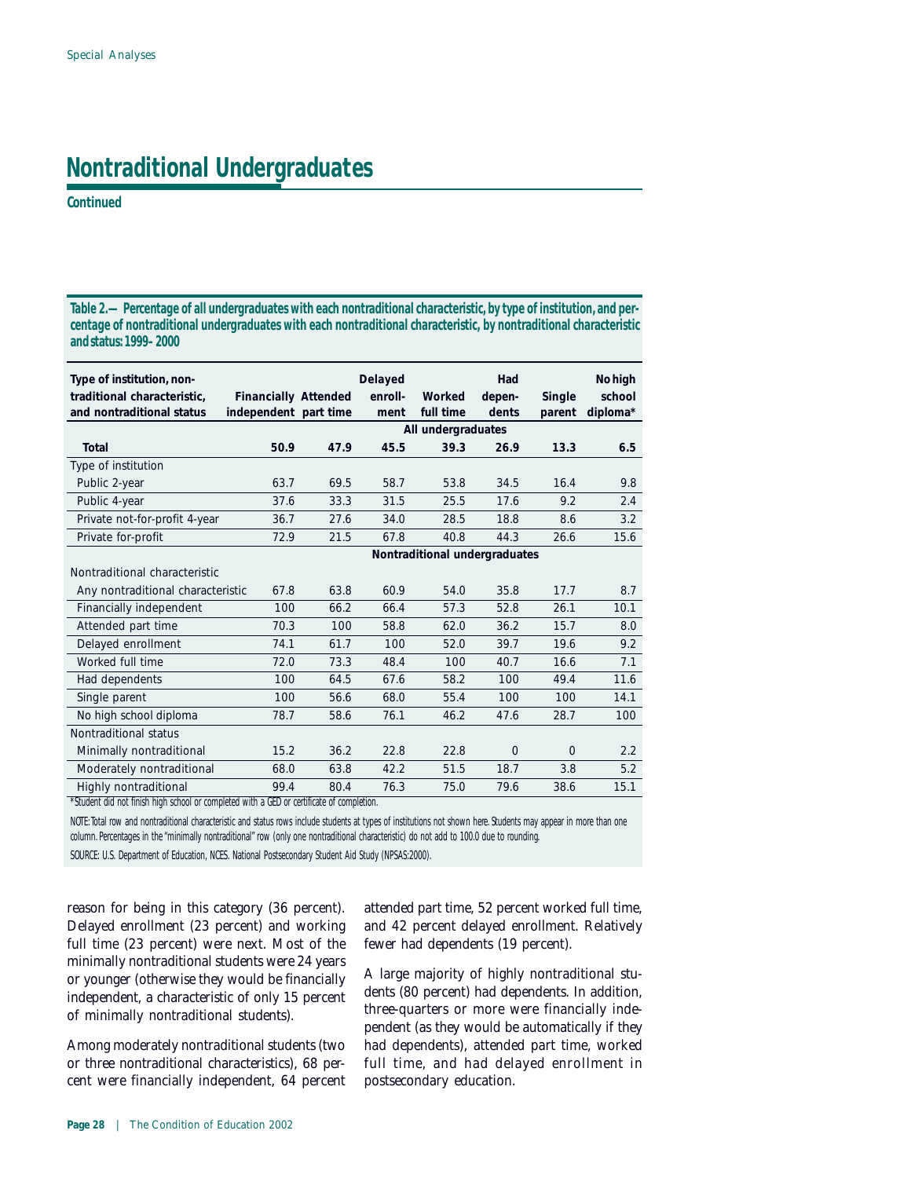# Nontraditional Undergraduates

**Continued**

**Table 2.— Percentage of all undergraduates with each nontraditional characteristic, by type of institution, and percentage of nontraditional undergraduates with each nontraditional characteristic, by nontraditional characteristic and status: 1999–2000**

| Type of institution, nontraditional characteristic, and nontraditional status | Financially independent | Attended part time | Delayed enrollment | Worked full time | Had dependents | Single parent | No high school diploma* |
|---|---|---|---|---|---|---|---|
| | All undergraduates | | | | | | |
| **Total** | **50.9** | **47.9** | **45.5** | **39.3** | **26.9** | **13.3** | **6.5** |
| Type of institution | | | | | | | |
| Public 2-year | 63.7 | 69.5 | 58.7 | 53.8 | 34.5 | 16.4 | 9.8 |
| Public 4-year | 37.6 | 33.3 | 31.5 | 25.5 | 17.6 | 9.2 | 2.4 |
| Private not-for-profit 4-year | 36.7 | 27.6 | 34.0 | 28.5 | 18.8 | 8.6 | 3.2 |
| Private for-profit | 72.9 | 21.5 | 67.8 | 40.8 | 44.3 | 26.6 | 15.6 |
| | Nontraditional undergraduates | | | | | | |
| Nontraditional characteristic | | | | | | | |
| Any nontraditional characteristic | 67.8 | 63.8 | 60.9 | 54.0 | 35.8 | 17.7 | 8.7 |
| Financially independent | 100 | 66.2 | 66.4 | 57.3 | 52.8 | 26.1 | 10.1 |
| Attended part time | 70.3 | 100 | 58.8 | 62.0 | 36.2 | 15.7 | 8.0 |
| Delayed enrollment | 74.1 | 61.7 | 100 | 52.0 | 39.7 | 19.6 | 9.2 |
| Worked full time | 72.0 | 73.3 | 48.4 | 100 | 40.7 | 16.6 | 7.1 |
| Had dependents | 100 | 64.5 | 67.6 | 58.2 | 100 | 49.4 | 11.6 |
| Single parent | 100 | 56.6 | 68.0 | 55.4 | 100 | 100 | 14.1 |
| No high school diploma | 78.7 | 58.6 | 76.1 | 46.2 | 47.6 | 28.7 | 100 |
| Nontraditional status | | | | | | | |
| Minimally nontraditional | 15.2 | 36.2 | 22.8 | 22.8 | 0 | 0 | 2.2 |
| Moderately nontraditional | 68.0 | 63.8 | 42.2 | 51.5 | 18.7 | 3.8 | 5.2 |
| Highly nontraditional | 99.4 | 80.4 | 76.3 | 75.0 | 79.6 | 38.6 | 15.1 |

*Student did not finish high school or completed with a GED or certificate of completion.

NOTE: Total row and nontraditional characteristic and status rows include students at types of institutions not shown here. Students may appear in more than one column. Percentages in the "minimally nontraditional" row (only one nontraditional characteristic) do not add to 100.0 due to rounding.

SOURCE: U.S. Department of Education, NCES. National Postsecondary Student Aid Study (NPSAS:2000).

reason for being in this category (36 percent). Delayed enrollment (23 percent) and working full time (23 percent) were next. Most of the minimally nontraditional students were 24 years or younger (otherwise they would be financially independent, a characteristic of only 15 percent of minimally nontraditional students).

Among moderately nontraditional students (two or three nontraditional characteristics), 68 percent were financially independent, 64 percent attended part time, 52 percent worked full time, and 42 percent delayed enrollment. Relatively fewer had dependents (19 percent).

A large majority of highly nontraditional students (80 percent) had dependents. In addition, three-quarters or more were financially independent (as they would be automatically if they had dependents), attended part time, worked full time, and had delayed enrollment in postsecondary education.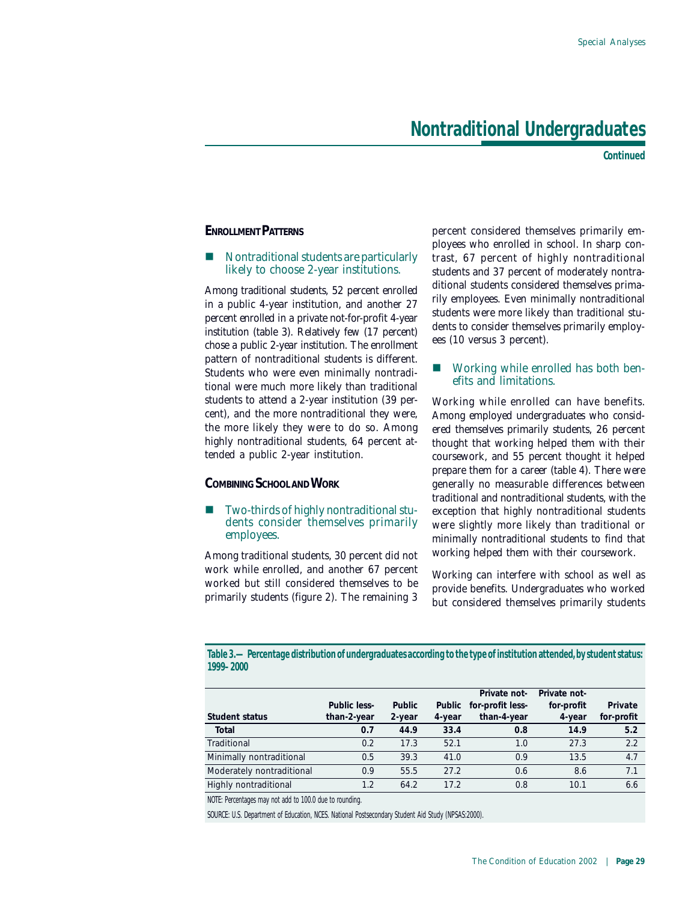# Nontraditional Undergraduates

**Continued**

## ENROLLMENT PATTERNS

- Nontraditional students are particularly likely to choose 2-year institutions.

Among traditional students, 52 percent enrolled in a public 4-year institution, and another 27 percent enrolled in a private not-for-profit 4-year institution (table 3). Relatively few (17 percent) chose a public 2-year institution. The enrollment pattern of nontraditional students is different. Students who were even minimally nontraditional were much more likely than traditional students to attend a 2-year institution (39 percent), and the more nontraditional they were, the more likely they were to do so. Among highly nontraditional students, 64 percent attended a public 2-year institution.

## COMBINING SCHOOL AND WORK

- Two-thirds of highly nontraditional students consider themselves primarily employees.

Among traditional students, 30 percent did not work while enrolled, and another 67 percent worked but still considered themselves to be primarily students (figure 2). The remaining 3 percent considered themselves primarily employees who enrolled in school. In sharp contrast, 67 percent of highly nontraditional students and 37 percent of moderately nontraditional students considered themselves primarily employees. Even minimally nontraditional students were more likely than traditional students to consider themselves primarily employees (10 versus 3 percent).

- Working while enrolled has both benefits and limitations.

Working while enrolled can have benefits. Among employed undergraduates who considered themselves primarily students, 26 percent thought that working helped them with their coursework, and 55 percent thought it helped prepare them for a career (table 4). There were generally no measurable differences between traditional and nontraditional students, with the exception that highly nontraditional students were slightly more likely than traditional or minimally nontraditional students to find that working helped them with their coursework.

Working can interfere with school as well as provide benefits. Undergraduates who worked but considered themselves primarily students

**Table 3.—Percentage distribution of undergraduates according to the type of institution attended, by student status: 1999–2000**

| Student status | Public less-than-2-year | Public 2-year | Public 4-year | Private not-for-profit less-than-4-year | Private not-for-profit 4-year | Private for-profit |
|---|---|---|---|---|---|---|
| **Total** | **0.7** | **44.9** | **33.4** | **0.8** | **14.9** | **5.2** |
| Traditional | 0.2 | 17.3 | 52.1 | 1.0 | 27.3 | 2.2 |
| Minimally nontraditional | 0.5 | 39.3 | 41.0 | 0.9 | 13.5 | 4.7 |
| Moderately nontraditional | 0.9 | 55.5 | 27.2 | 0.6 | 8.6 | 7.1 |
| Highly nontraditional | 1.2 | 64.2 | 17.2 | 0.8 | 10.1 | 6.6 |

NOTE: Percentages may not add to 100.0 due to rounding.

SOURCE: U.S. Department of Education, NCES. National Postsecondary Student Aid Study (NPSAS:2000).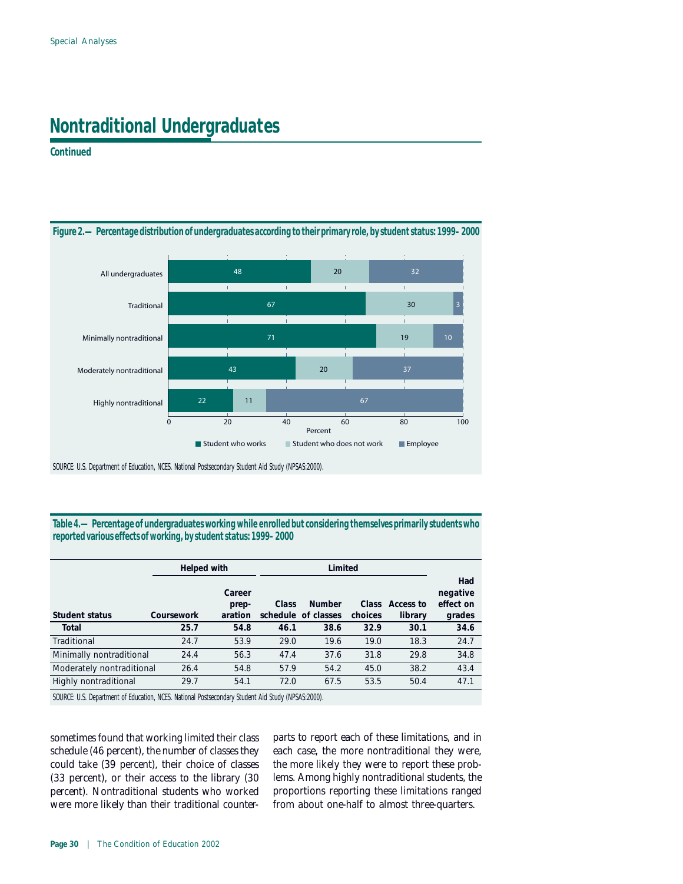# Nontraditional Undergraduates

**Continued**

**Figure 2.—Percentage distribution of undergraduates according to their primary role, by student status: 1999–2000**

| Student status | Student who works | Student who does not work | Employee |
|---|---|---|---|
| All undergraduates | 48 | 20 | 32 |
| Traditional | 67 | 30 | 3 |
| Minimally nontraditional | 71 | 19 | 10 |
| Moderately nontraditional | 43 | 20 | 37 |
| Highly nontraditional | 22 | 11 | 67 |

SOURCE: U.S. Department of Education, NCES. National Postsecondary Student Aid Study (NPSAS:2000).

**Table 4.—Percentage of undergraduates working while enrolled but considering themselves primarily students who reported various effects of working, by student status: 1999–2000**

| | Helped with | | Limited | | | | |
|---|---|---|---|---|---|---|---|
| Student status | Coursework | Career prep-aration | Class schedule | Number of classes | Class choices | Access to library | Had negative effect on grades |
| **Total** | **25.7** | **54.8** | **46.1** | **38.6** | **32.9** | **30.1** | **34.6** |
| Traditional | 24.7 | 53.9 | 29.0 | 19.6 | 19.0 | 18.3 | 24.7 |
| Minimally nontraditional | 24.4 | 56.3 | 47.4 | 37.6 | 31.8 | 29.8 | 34.8 |
| Moderately nontraditional | 26.4 | 54.8 | 57.9 | 54.2 | 45.0 | 38.2 | 43.4 |
| Highly nontraditional | 29.7 | 54.1 | 72.0 | 67.5 | 53.5 | 50.4 | 47.1 |

SOURCE: U.S. Department of Education, NCES. National Postsecondary Student Aid Study (NPSAS:2000).

sometimes found that working limited their class schedule (46 percent), the number of classes they could take (39 percent), their choice of classes (33 percent), or their access to the library (30 percent). Nontraditional students who worked were more likely than their traditional counterparts to report each of these limitations, and in each case, the more nontraditional they were, the more likely they were to report these problems. Among highly nontraditional students, the proportions reporting these limitations ranged from about one-half to almost three-quarters.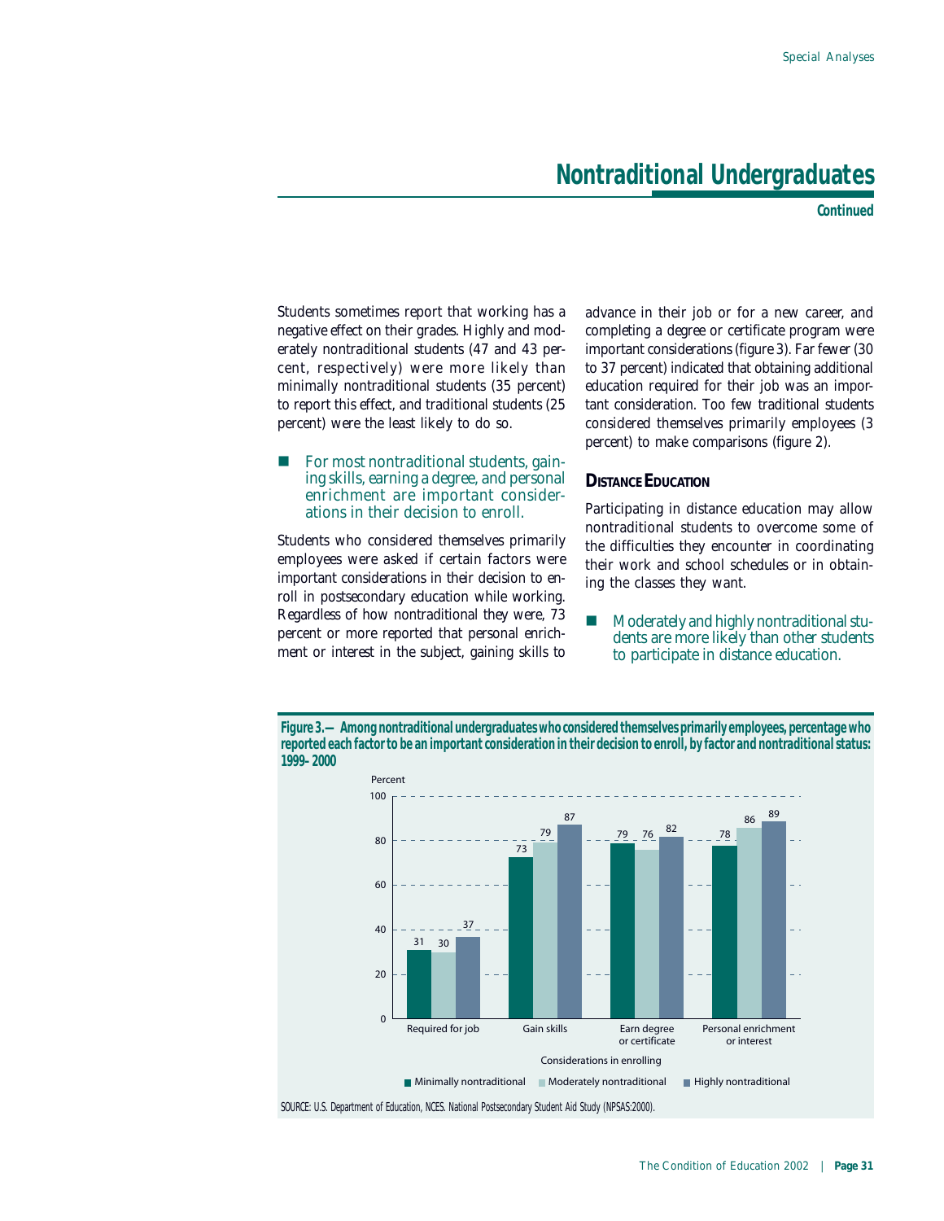# Nontraditional Undergraduates

**Continued**

Students sometimes report that working has a negative effect on their grades. Highly and moderately nontraditional students (47 and 43 percent, respectively) were more likely than minimally nontraditional students (35 percent) to report this effect, and traditional students (25 percent) were the least likely to do so.

- *For most nontraditional students, gaining skills, earning a degree, and personal enrichment are important considerations in their decision to enroll.*

Students who considered themselves primarily employees were asked if certain factors were important considerations in their decision to enroll in postsecondary education while working. Regardless of how nontraditional they were, 73 percent or more reported that personal enrichment or interest in the subject, gaining skills to advance in their job or for a new career, and completing a degree or certificate program were important considerations (figure 3). Far fewer (30 to 37 percent) indicated that obtaining additional education required for their job was an important consideration. Too few traditional students considered themselves primarily employees (3 percent) to make comparisons (figure 2).

## Distance Education

Participating in distance education may allow nontraditional students to overcome some of the difficulties they encounter in coordinating their work and school schedules or in obtaining the classes they want.

- *Moderately and highly nontraditional students are more likely than other students to participate in distance education.*

**Figure 3.—Among nontraditional undergraduates who considered themselves primarily employees, percentage who reported each factor to be an important consideration in their decision to enroll, by factor and nontraditional status: 1999–2000**

| Considerations in enrolling | Minimally nontraditional | Moderately nontraditional | Highly nontraditional |
|---|---|---|---|
| Required for job | 31 | 30 | 37 |
| Gain skills | 73 | 79 | 87 |
| Earn degree or certificate | 79 | 76 | 82 |
| Personal enrichment or interest | 78 | 86 | 89 |

SOURCE: U.S. Department of Education, NCES. National Postsecondary Student Aid Study (NPSAS:2000).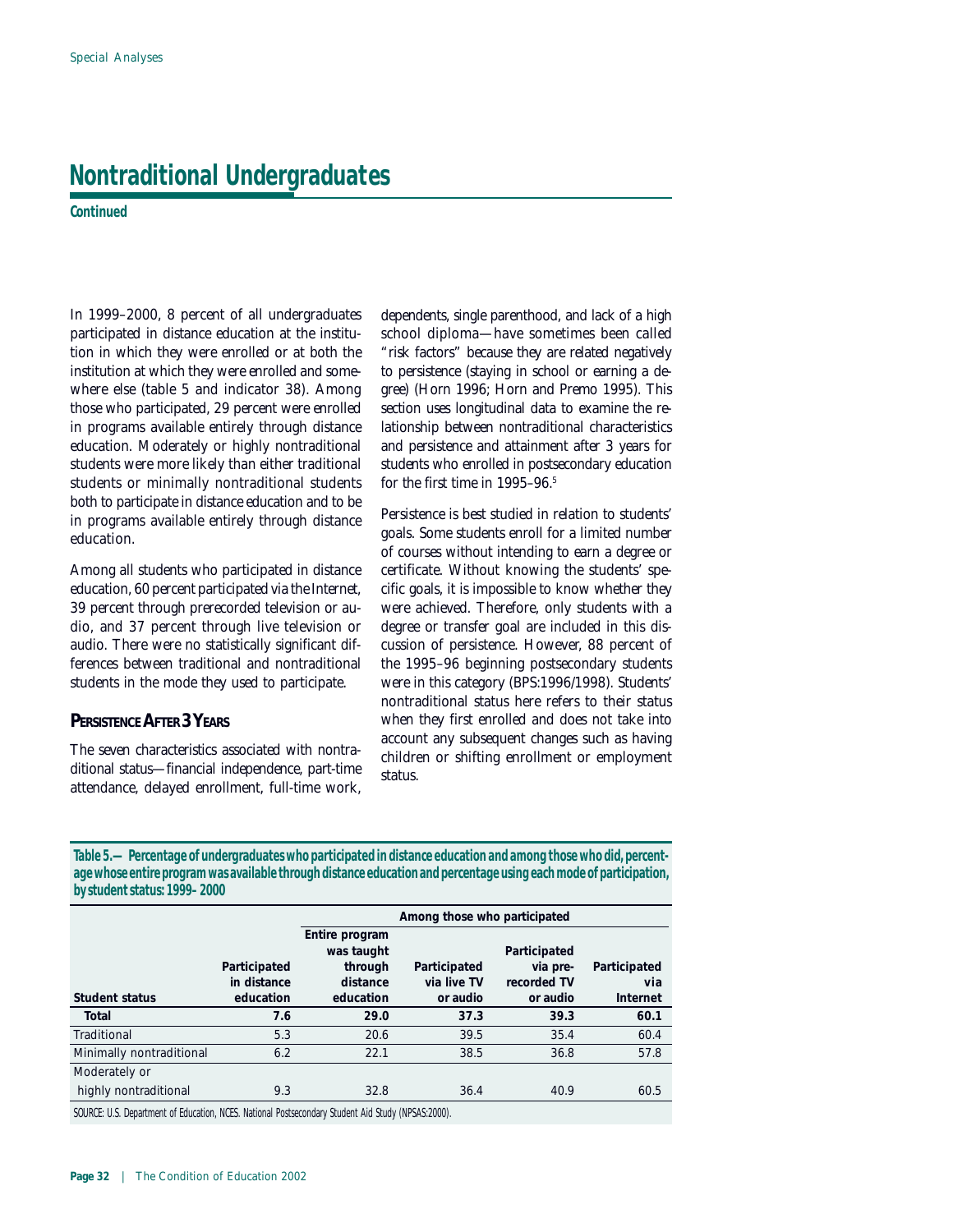# Nontraditional Undergraduates

**Continued**

In 1999–2000, 8 percent of all undergraduates participated in distance education at the institution in which they were enrolled or at both the institution at which they were enrolled and somewhere else (table 5 and indicator 38). Among those who participated, 29 percent were enrolled in programs available entirely through distance education. Moderately or highly nontraditional students were more likely than either traditional students or minimally nontraditional students both to participate in distance education and to be in programs available entirely through distance education.

Among all students who participated in distance education, 60 percent participated via the Internet, 39 percent through prerecorded television or audio, and 37 percent through live television or audio. There were no statistically significant differences between traditional and nontraditional students in the mode they used to participate.

## Persistence After 3 Years

The seven characteristics associated with nontraditional status—financial independence, part-time attendance, delayed enrollment, full-time work, dependents, single parenthood, and lack of a high school diploma—have sometimes been called "risk factors" because they are related negatively to persistence (staying in school or earning a degree) (Horn 1996; Horn and Premo 1995). This section uses longitudinal data to examine the relationship between nontraditional characteristics and persistence and attainment after 3 years for students who enrolled in postsecondary education for the first time in 1995–96.[5]

Persistence is best studied in relation to students' goals. Some students enroll for a limited number of courses without intending to earn a degree or certificate. Without knowing the students' specific goals, it is impossible to know whether they were achieved. Therefore, only students with a degree or transfer goal are included in this discussion of persistence. However, 88 percent of the 1995–96 beginning postsecondary students were in this category (BPS:1996/1998). Students' nontraditional status here refers to their status when they first enrolled and does not take into account any subsequent changes such as having children or shifting enrollment or employment status.

**Table 5.—Percentage of undergraduates who participated in distance education and among those who did, percentage whose entire program was available through distance education and percentage using each mode of participation, by student status: 1999–2000**

| | | Among those who participated | | | |
|---|---|---|---|---|---|
| Student status | Participated in distance education | Entire program was taught through distance education | Participated via live TV or audio | Participated via pre-recorded TV or audio | Participated via Internet |
| **Total** | **7.6** | **29.0** | **37.3** | **39.3** | **60.1** |
| Traditional | 5.3 | 20.6 | 39.5 | 35.4 | 60.4 |
| Minimally nontraditional | 6.2 | 22.1 | 38.5 | 36.8 | 57.8 |
| Moderately or highly nontraditional | 9.3 | 32.8 | 36.4 | 40.9 | 60.5 |

SOURCE: U.S. Department of Education, NCES. National Postsecondary Student Aid Study (NPSAS:2000).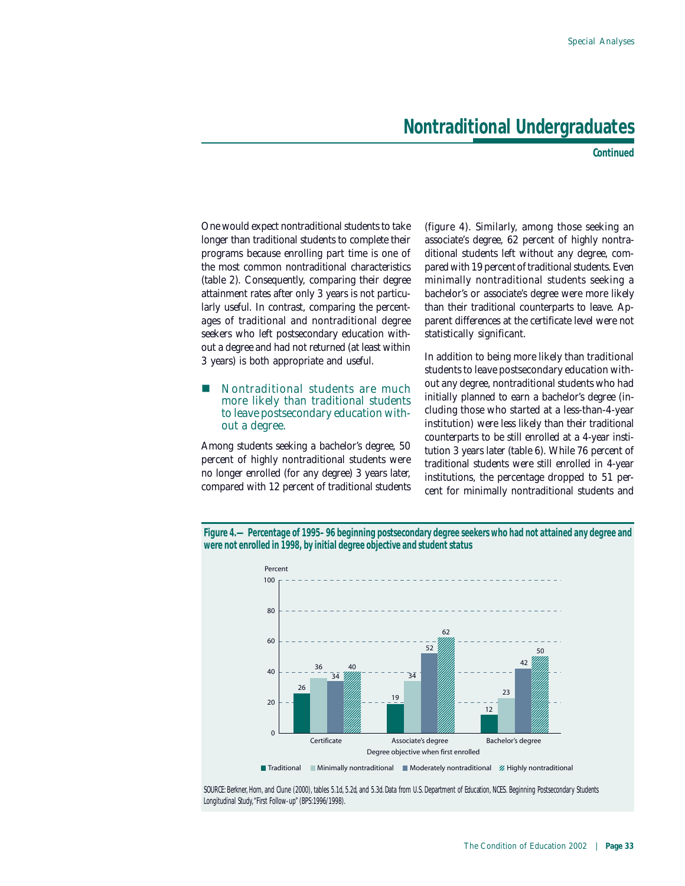# Nontraditional Undergraduates

**Continued**

One would expect nontraditional students to take longer than traditional students to complete their programs because enrolling part time is one of the most common nontraditional characteristics (table 2). Consequently, comparing their degree attainment rates after only 3 years is not particularly useful. In contrast, comparing the percentages of traditional and nontraditional degree seekers who left postsecondary education without a degree and had not returned (at least within 3 years) is both appropriate and useful.

- Nontraditional students are much more likely than traditional students to leave postsecondary education without a degree.

Among students seeking a bachelor's degree, 50 percent of highly nontraditional students were no longer enrolled (for any degree) 3 years later, compared with 12 percent of traditional students (figure 4). Similarly, among those seeking an associate's degree, 62 percent of highly nontraditional students left without any degree, compared with 19 percent of traditional students. Even minimally nontraditional students seeking a bachelor's or associate's degree were more likely than their traditional counterparts to leave. Apparent differences at the certificate level were not statistically significant.

In addition to being more likely than traditional students to leave postsecondary education without any degree, nontraditional students who had initially planned to earn a bachelor's degree (including those who started at a less-than-4-year institution) were less likely than their traditional counterparts to be still enrolled at a 4-year institution 3 years later (table 6). While 76 percent of traditional students were still enrolled in 4-year institutions, the percentage dropped to 51 percent for minimally nontraditional students and

**Figure 4.—Percentage of 1995–96 beginning postsecondary degree seekers who had not attained any degree and were not enrolled in 1998, by initial degree objective and student status**

| Degree objective when first enrolled | Traditional | Minimally nontraditional | Moderately nontraditional | Highly nontraditional |
|---|---|---|---|---|
| Certificate | 26 | 36 | 34 | 40 |
| Associate's degree | 19 | 34 | 52 | 62 |
| Bachelor's degree | 12 | 23 | 42 | 50 |

SOURCE: Berkner, Horn, and Clune (2000), tables 5.1d, 5.2d, and 5.3d. Data from U.S. Department of Education, NCES. Beginning Postsecondary Students Longitudinal Study, "First Follow-up" (BPS:1996/1998).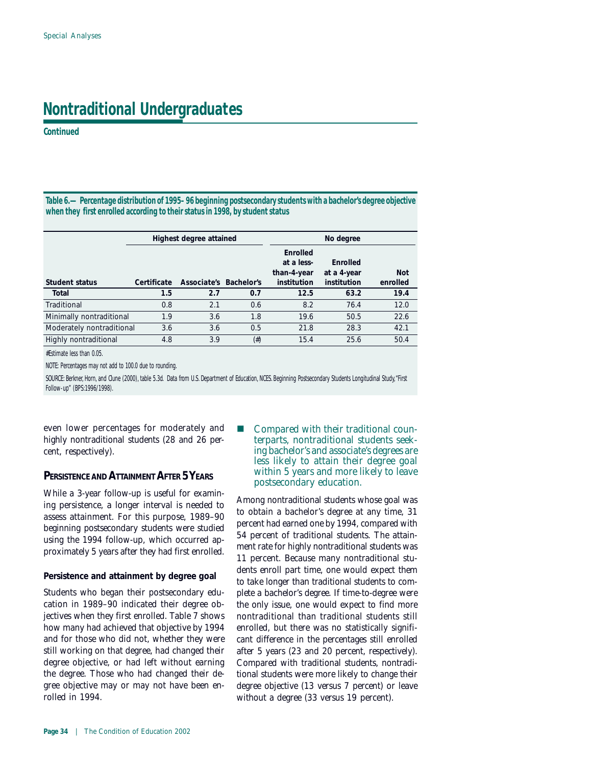# Nontraditional Undergraduates

**Continued**

**Table 6.—Percentage distribution of 1995–96 beginning postsecondary students with a bachelor's degree objective when they first enrolled according to their status in 1998, by student status**

| Student status | Highest degree attained | | | No degree | | |
|---|---|---|---|---|---|---|
| | Certificate | Associate's | Bachelor's | Enrolled at a less-than-4-year institution | Enrolled at a 4-year institution | Not enrolled |
| **Total** | **1.5** | **2.7** | **0.7** | **12.5** | **63.2** | **19.4** |
| Traditional | 0.8 | 2.1 | 0.6 | 8.2 | 76.4 | 12.0 |
| Minimally nontraditional | 1.9 | 3.6 | 1.8 | 19.6 | 50.5 | 22.6 |
| Moderately nontraditional | 3.6 | 3.6 | 0.5 | 21.8 | 28.3 | 42.1 |
| Highly nontraditional | 4.8 | 3.9 | (#) | 15.4 | 25.6 | 50.4 |

#Estimate less than 0.05.

NOTE: Percentages may not add to 100.0 due to rounding.

SOURCE: Berkner, Horn, and Clune (2000), table 5.3d. Data from U.S. Department of Education, NCES. Beginning Postsecondary Students Longitudinal Study, "First Follow-up" (BPS:1996/1998).

even lower percentages for moderately and highly nontraditional students (28 and 26 percent, respectively).

## Persistence and Attainment After 5 Years

While a 3-year follow-up is useful for examining persistence, a longer interval is needed to assess attainment. For this purpose, 1989–90 beginning postsecondary students were studied using the 1994 follow-up, which occurred approximately 5 years after they had first enrolled.

### Persistence and attainment by degree goal

Students who began their postsecondary education in 1989–90 indicated their degree objectives when they first enrolled. Table 7 shows how many had achieved that objective by 1994 and for those who did not, whether they were still working on that degree, had changed their degree objective, or had left without earning the degree. Those who had changed their degree objective may or may not have been enrolled in 1994.

- Compared with their traditional counterparts, nontraditional students seeking bachelor's and associate's degrees are less likely to attain their degree goal within 5 years and more likely to leave postsecondary education.

Among nontraditional students whose goal was to obtain a bachelor's degree at any time, 31 percent had earned one by 1994, compared with 54 percent of traditional students. The attainment rate for highly nontraditional students was 11 percent. Because many nontraditional students enroll part time, one would expect them to take longer than traditional students to complete a bachelor's degree. If time-to-degree were the only issue, one would expect to find more nontraditional than traditional students still enrolled, but there was no statistically significant difference in the percentages still enrolled after 5 years (23 and 20 percent, respectively). Compared with traditional students, nontraditional students were more likely to change their degree objective (13 versus 7 percent) or leave without a degree (33 versus 19 percent).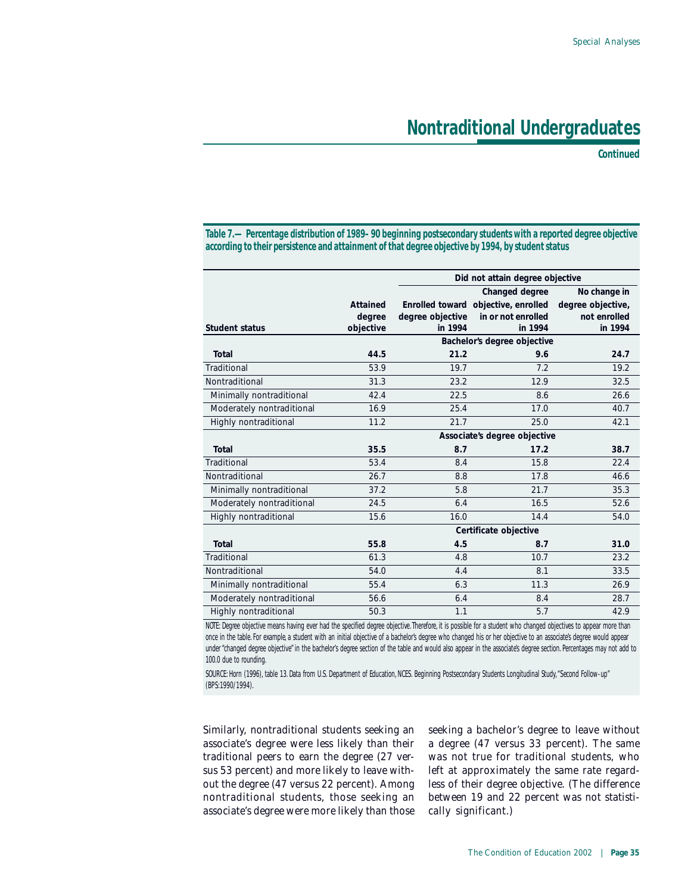## Nontraditional Undergraduates

**Continued**

**Table 7.—Percentage distribution of 1989–90 beginning postsecondary students with a reported degree objective according to their persistence and attainment of that degree objective by 1994, by student status**

| Student status | Attained degree objective | Did not attain degree objective | | |
|---|---|---|---|---|
| | | Enrolled toward degree objective in 1994 | Changed degree objective, enrolled in or not enrolled in 1994 | No change in degree objective, not enrolled in 1994 |
| | Bachelor's degree objective | | | |
| **Total** | **44.5** | **21.2** | **9.6** | **24.7** |
| Traditional | 53.9 | 19.7 | 7.2 | 19.2 |
| Nontraditional | 31.3 | 23.2 | 12.9 | 32.5 |
| Minimally nontraditional | 42.4 | 22.5 | 8.6 | 26.6 |
| Moderately nontraditional | 16.9 | 25.4 | 17.0 | 40.7 |
| Highly nontraditional | 11.2 | 21.7 | 25.0 | 42.1 |
| | Associate's degree objective | | | |
| **Total** | **35.5** | **8.7** | **17.2** | **38.7** |
| Traditional | 53.4 | 8.4 | 15.8 | 22.4 |
| Nontraditional | 26.7 | 8.8 | 17.8 | 46.6 |
| Minimally nontraditional | 37.2 | 5.8 | 21.7 | 35.3 |
| Moderately nontraditional | 24.5 | 6.4 | 16.5 | 52.6 |
| Highly nontraditional | 15.6 | 16.0 | 14.4 | 54.0 |
| | Certificate objective | | | |
| **Total** | **55.8** | **4.5** | **8.7** | **31.0** |
| Traditional | 61.3 | 4.8 | 10.7 | 23.2 |
| Nontraditional | 54.0 | 4.4 | 8.1 | 33.5 |
| Minimally nontraditional | 55.4 | 6.3 | 11.3 | 26.9 |
| Moderately nontraditional | 56.6 | 6.4 | 8.4 | 28.7 |
| Highly nontraditional | 50.3 | 1.1 | 5.7 | 42.9 |

NOTE: Degree objective means having ever had the specified degree objective. Therefore, it is possible for a student who changed objectives to appear more than once in the table. For example, a student with an initial objective of a bachelor's degree who changed his or her objective to an associate's degree would appear under "changed degree objective" in the bachelor's degree section of the table and would also appear in the associate's degree section. Percentages may not add to 100.0 due to rounding.

SOURCE: Horn (1996), table 13. Data from U.S. Department of Education, NCES. Beginning Postsecondary Students Longitudinal Study, "Second Follow-up" (BPS:1990/1994).

Similarly, nontraditional students seeking an associate's degree were less likely than their traditional peers to earn the degree (27 versus 53 percent) and more likely to leave without the degree (47 versus 22 percent). Among nontraditional students, those seeking an associate's degree were more likely than those seeking a bachelor's degree to leave without a degree (47 versus 33 percent). The same was not true for traditional students, who left at approximately the same rate regardless of their degree objective. (The difference between 19 and 22 percent was not statistically significant.)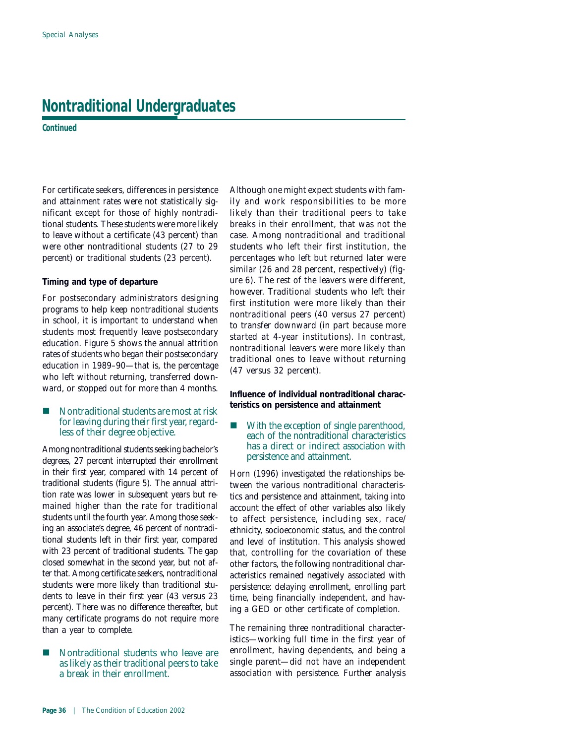# Nontraditional Undergraduates

**Continued**

For certificate seekers, differences in persistence and attainment rates were not statistically significant except for those of highly nontraditional students. These students were more likely to leave without a certificate (43 percent) than were other nontraditional students (27 to 29 percent) or traditional students (23 percent).

**Timing and type of departure**

For postsecondary administrators designing programs to help keep nontraditional students in school, it is important to understand when students most frequently leave postsecondary education. Figure 5 shows the annual attrition rates of students who began their postsecondary education in 1989–90—that is, the percentage who left without returning, transferred downward, or stopped out for more than 4 months.

- *Nontraditional students are most at risk for leaving during their first year, regardless of their degree objective.*

Among nontraditional students seeking bachelor's degrees, 27 percent interrupted their enrollment in their first year, compared with 14 percent of traditional students (figure 5). The annual attrition rate was lower in subsequent years but remained higher than the rate for traditional students until the fourth year. Among those seeking an associate's degree, 46 percent of nontraditional students left in their first year, compared with 23 percent of traditional students. The gap closed somewhat in the second year, but not after that. Among certificate seekers, nontraditional students were more likely than traditional students to leave in their first year (43 versus 23 percent). There was no difference thereafter, but many certificate programs do not require more than a year to complete.

- *Nontraditional students who leave are as likely as their traditional peers to take a break in their enrollment.*

Although one might expect students with family and work responsibilities to be more likely than their traditional peers to take breaks in their enrollment, that was not the case. Among nontraditional and traditional students who left their first institution, the percentages who left but returned later were similar (26 and 28 percent, respectively) (figure 6). The rest of the leavers were different, however. Traditional students who left their first institution were more likely than their nontraditional peers (40 versus 27 percent) to transfer downward (in part because more started at 4-year institutions). In contrast, nontraditional leavers were more likely than traditional ones to leave without returning (47 versus 32 percent).

**Influence of individual nontraditional characteristics on persistence and attainment**

- *With the exception of single parenthood, each of the nontraditional characteristics has a direct or indirect association with persistence and attainment.*

Horn (1996) investigated the relationships between the various nontraditional characteristics and persistence and attainment, taking into account the effect of other variables also likely to affect persistence, including sex, race/ethnicity, socioeconomic status, and the control and level of institution. This analysis showed that, controlling for the covariation of these other factors, the following nontraditional characteristics remained negatively associated with persistence: delaying enrollment, enrolling part time, being financially independent, and having a GED or other certificate of completion.

The remaining three nontraditional characteristics—working full time in the first year of enrollment, having dependents, and being a single parent—did not have an independent association with persistence. Further analysis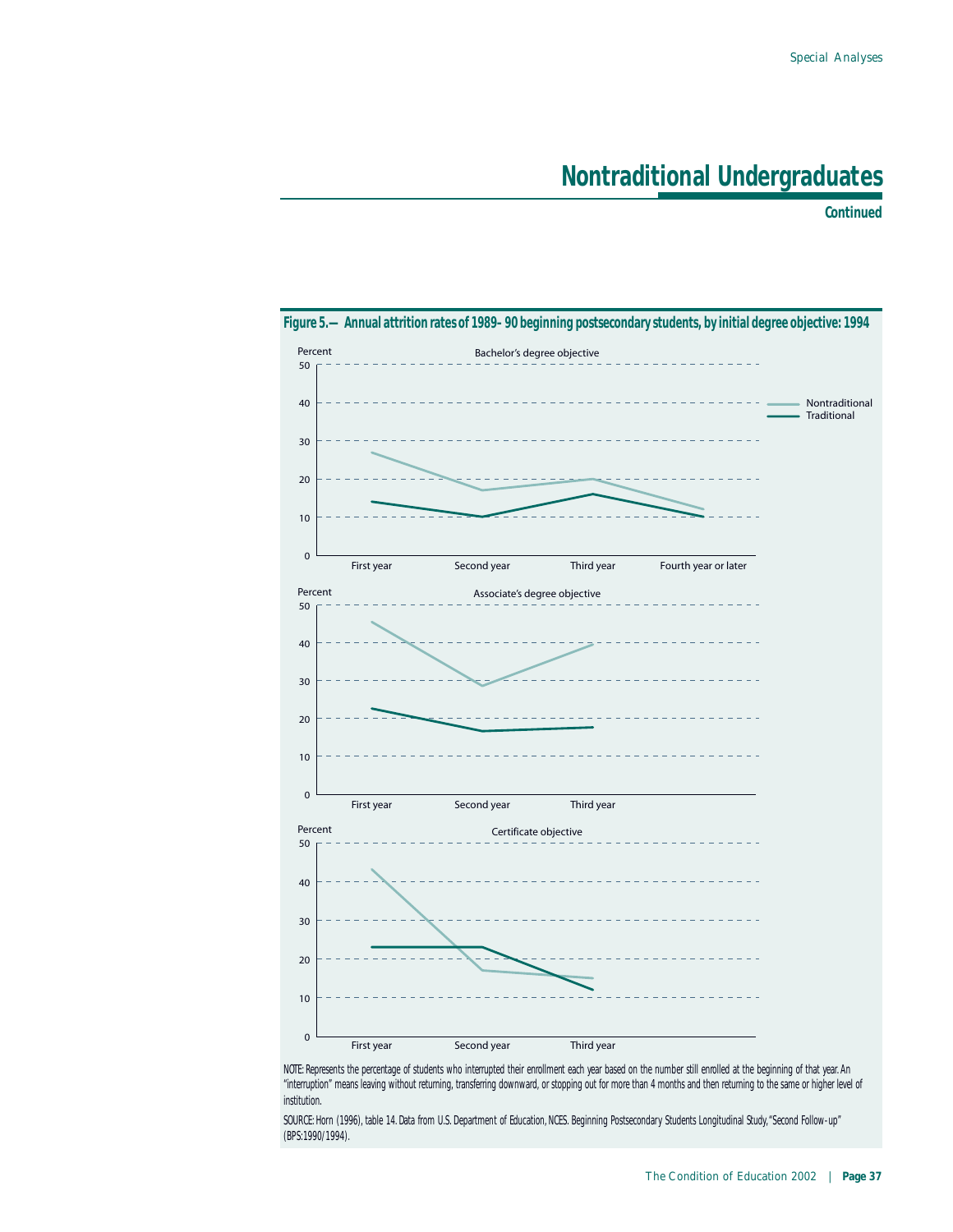## Nontraditional Undergraduates

**Continued**

**Figure 5.— Annual attrition rates of 1989–90 beginning postsecondary students, by initial degree objective: 1994**

Bachelor's degree objective

Associate's degree objective

Certificate objective

NOTE: Represents the percentage of students who interrupted their enrollment each year based on the number still enrolled at the beginning of that year. An "interruption" means leaving without returning, transferring downward, or stopping out for more than 4 months and then returning to the same or higher level of institution.

SOURCE: Horn (1996), table 14. Data from U.S. Department of Education, NCES. Beginning Postsecondary Students Longitudinal Study, "Second Follow-up" (BPS:1990/1994).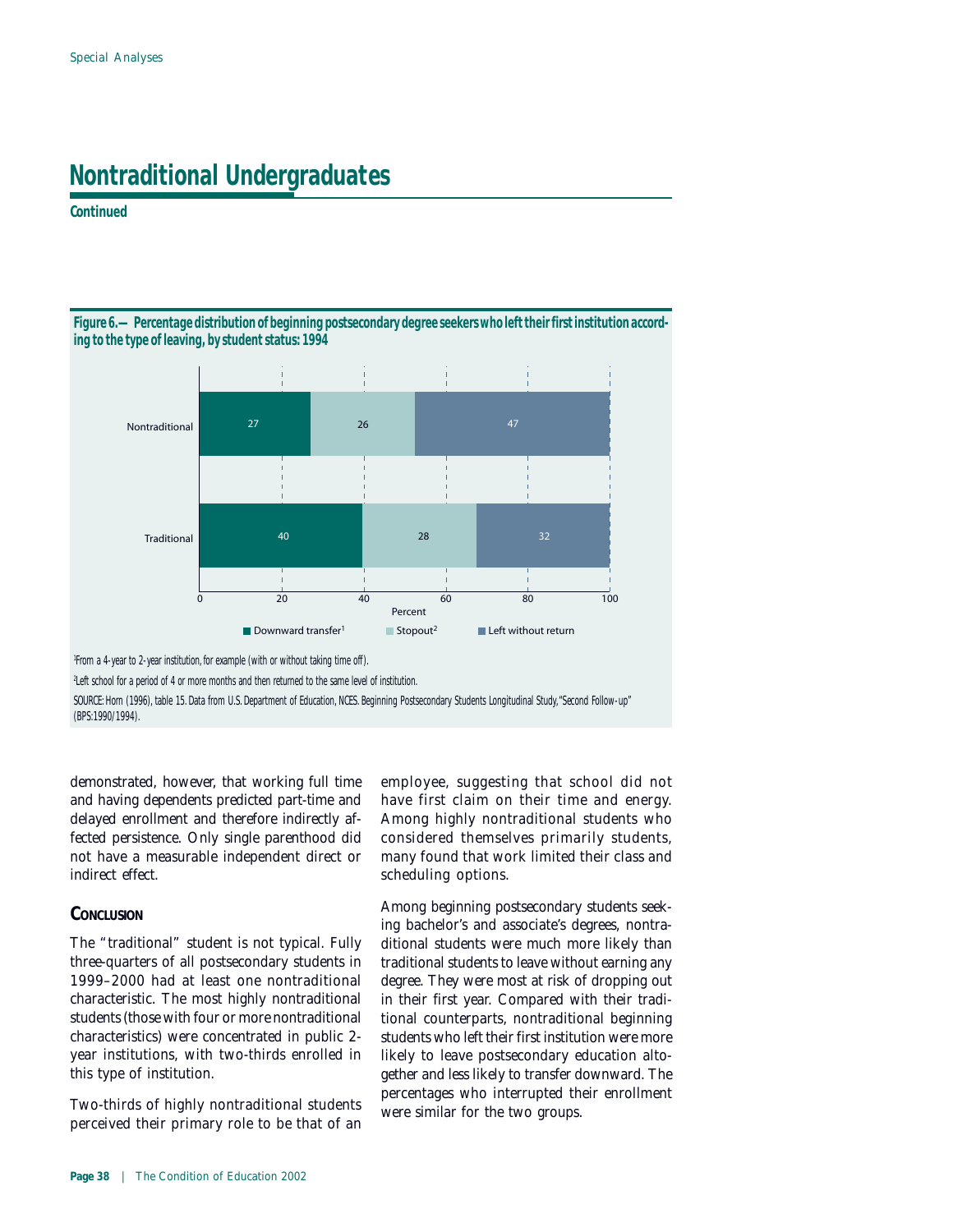# Nontraditional Undergraduates

**Continued**

**Figure 6.—Percentage distribution of beginning postsecondary degree seekers who left their first institution according to the type of leaving, by student status: 1994**

| Student status | Downward transfer[1] | Stopout[2] | Left without return |
|---|---|---|---|
| Nontraditional | 27 | 26 | 47 |
| Traditional | 40 | 28 | 32 |

[1]From a 4-year to 2-year institution, for example (with or without taking time off).

[2]Left school for a period of 4 or more months and then returned to the same level of institution.

SOURCE: Horn (1996), table 15. Data from U.S. Department of Education, NCES. Beginning Postsecondary Students Longitudinal Study, "Second Follow-up" (BPS:1990/1994).

demonstrated, however, that working full time and having dependents predicted part-time and delayed enrollment and therefore indirectly affected persistence. Only single parenthood did not have a measurable independent direct or indirect effect.

## Conclusion

The "traditional" student is not typical. Fully three-quarters of all postsecondary students in 1999–2000 had at least one nontraditional characteristic. The most highly nontraditional students (those with four or more nontraditional characteristics) were concentrated in public 2-year institutions, with two-thirds enrolled in this type of institution.

Two-thirds of highly nontraditional students perceived their primary role to be that of an employee, suggesting that school did not have first claim on their time and energy. Among highly nontraditional students who considered themselves primarily students, many found that work limited their class and scheduling options.

Among beginning postsecondary students seeking bachelor's and associate's degrees, nontraditional students were much more likely than traditional students to leave without earning any degree. They were most at risk of dropping out in their first year. Compared with their traditional counterparts, nontraditional beginning students who left their first institution were more likely to leave postsecondary education altogether and less likely to transfer downward. The percentages who interrupted their enrollment were similar for the two groups.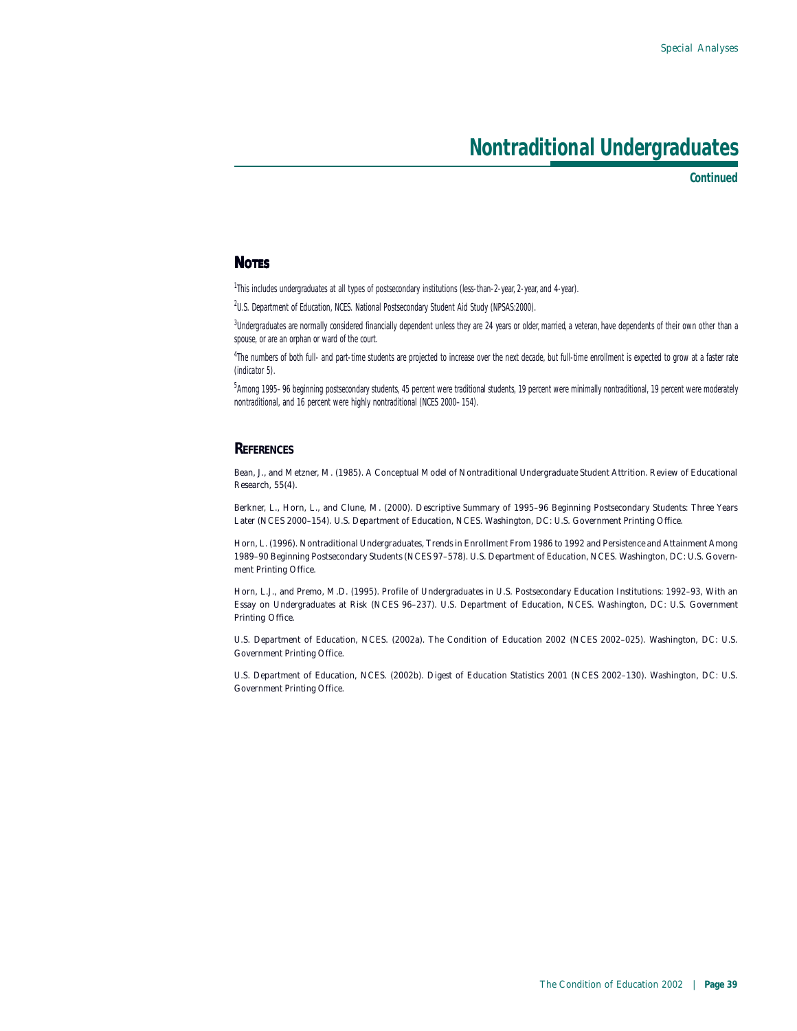# Nontraditional Undergraduates

**Continued**

## Notes

[1]This includes undergraduates at all types of postsecondary institutions (less-than-2-year, 2-year, and 4-year).

[2]U.S. Department of Education, NCES. National Postsecondary Student Aid Study (NPSAS:2000).

[3]Undergraduates are normally considered financially dependent unless they are 24 years or older, married, a veteran, have dependents of their own other than a spouse, or are an orphan or ward of the court.

[4]The numbers of both full- and part-time students are projected to increase over the next decade, but full-time enrollment is expected to grow at a faster rate (*indicator 5*).

[5]Among 1995–96 beginning postsecondary students, 45 percent were traditional students, 19 percent were minimally nontraditional, 19 percent were moderately nontraditional, and 16 percent were highly nontraditional (NCES 2000–154).

## References

Bean, J., and Metzner, M. (1985). A Conceptual Model of Nontraditional Undergraduate Student Attrition. *Review of Educational Research, 55*(4).

Berkner, L., Horn, L., and Clune, M. (2000). *Descriptive Summary of 1995–96 Beginning Postsecondary Students: Three Years Later* (NCES 2000–154). U.S. Department of Education, NCES. Washington, DC: U.S. Government Printing Office.

Horn, L. (1996). *Nontraditional Undergraduates, Trends in Enrollment From 1986 to 1992 and Persistence and Attainment Among 1989–90 Beginning Postsecondary Students* (NCES 97–578). U.S. Department of Education, NCES. Washington, DC: U.S. Government Printing Office.

Horn, L.J., and Premo, M.D. (1995). *Profile of Undergraduates in U.S. Postsecondary Education Institutions: 1992–93, With an Essay on Undergraduates at Risk* (NCES 96–237). U.S. Department of Education, NCES. Washington, DC: U.S. Government Printing Office.

U.S. Department of Education, NCES. (2002a). *The Condition of Education 2002* (NCES 2002–025). Washington, DC: U.S. Government Printing Office.

U.S. Department of Education, NCES. (2002b). *Digest of Education Statistics 2001* (NCES 2002–130). Washington, DC: U.S. Government Printing Office.